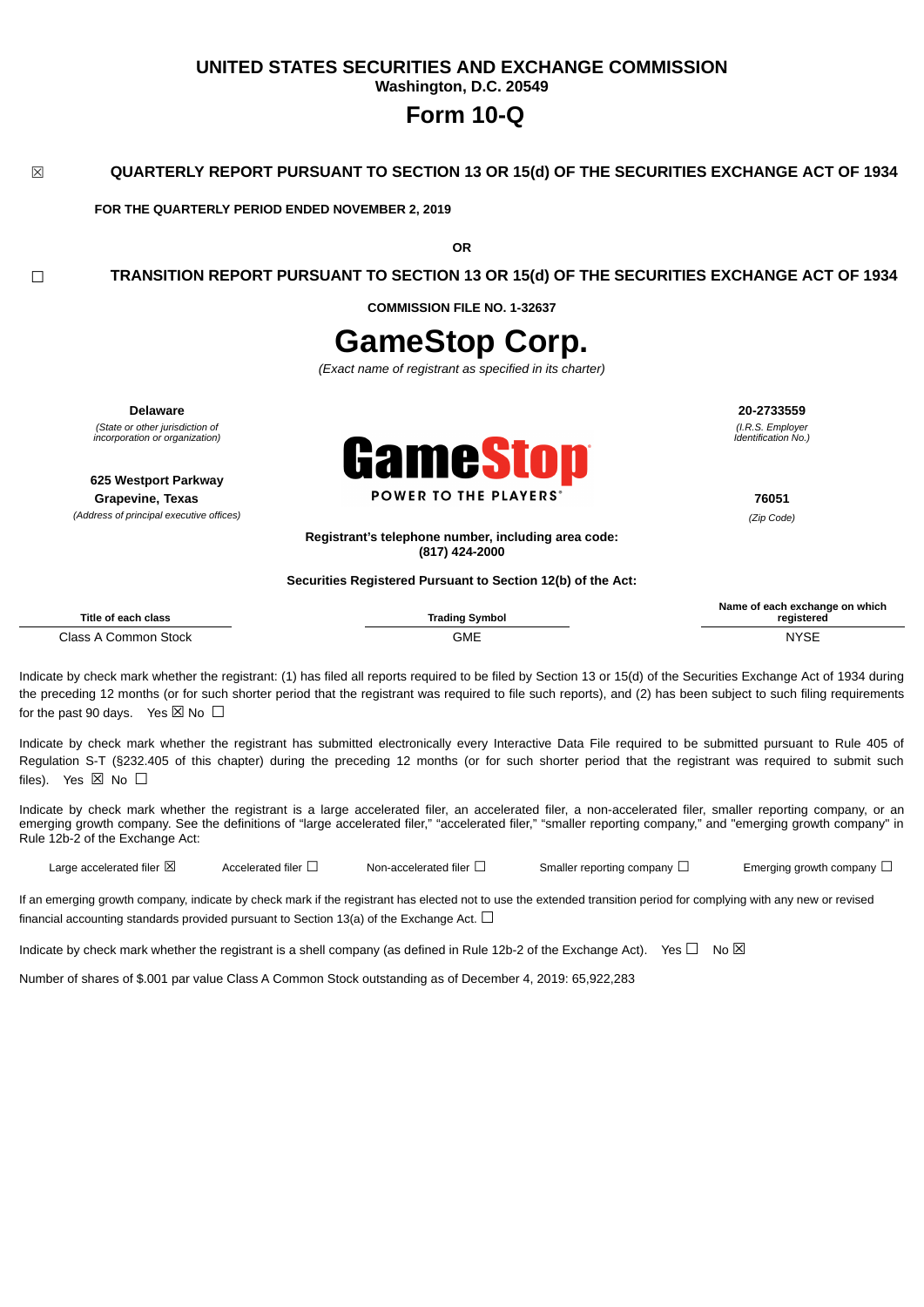# UNITED STATES SECURITIES AND EXCHANGE COMMISSION

**Washington, D.C. 20549**

# Form 10-Q

☒ **QUARTERLY REPORT PURSUANT TO SECTION 13 OR 15(d) OF THE SECURITIES EXCHANGE ACT OF 1934**

**FOR THE QUARTERLY PERIOD ENDED NOVEMBER 2, 2019**

**OR**

☐ **TRANSITION REPORT PURSUANT TO SECTION 13 OR 15(d) OF THE SECURITIES EXCHANGE ACT OF 1934**

**COMMISSION FILE NO. 1-32637**

# GameStop Corp.

*(Exact name of registrant as specified in its charter)*

| | |
|---|---|
| **Delaware** | **20-2733559** |
| *(State or other jurisdiction of incorporation or organization)* | *(I.R.S. Employer Identification No.)* |
| **625 Westport Parkway Grapevine, Texas** | **76051** |
| *(Address of principal executive offices)* | *(Zip Code)* |

GameStop

POWER TO THE PLAYERS®

**Registrant's telephone number, including area code: (817) 424-2000**

**Securities Registered Pursuant to Section 12(b) of the Act:**

| Title of each class | Trading Symbol | Name of each exchange on which registered |
|---|---|---|
| Class A Common Stock | GME | NYSE |

Indicate by check mark whether the registrant: (1) has filed all reports required to be filed by Section 13 or 15(d) of the Securities Exchange Act of 1934 during the preceding 12 months (or for such shorter period that the registrant was required to file such reports), and (2) has been subject to such filing requirements for the past 90 days. Yes ☒ No ☐

Indicate by check mark whether the registrant has submitted electronically every Interactive Data File required to be submitted pursuant to Rule 405 of Regulation S-T (§232.405 of this chapter) during the preceding 12 months (or for such shorter period that the registrant was required to submit such files). Yes ☒ No ☐

Indicate by check mark whether the registrant is a large accelerated filer, an accelerated filer, a non-accelerated filer, smaller reporting company, or an emerging growth company. See the definitions of "large accelerated filer," "accelerated filer," "smaller reporting company," and "emerging growth company" in Rule 12b-2 of the Exchange Act:

Large accelerated filer ☒ Accelerated filer ☐ Non-accelerated filer ☐ Smaller reporting company ☐ Emerging growth company ☐

If an emerging growth company, indicate by check mark if the registrant has elected not to use the extended transition period for complying with any new or revised financial accounting standards provided pursuant to Section 13(a) of the Exchange Act. ☐

Indicate by check mark whether the registrant is a shell company (as defined in Rule 12b-2 of the Exchange Act). Yes ☐ No ☒

Number of shares of $.001 par value Class A Common Stock outstanding as of December 4, 2019: 65,922,283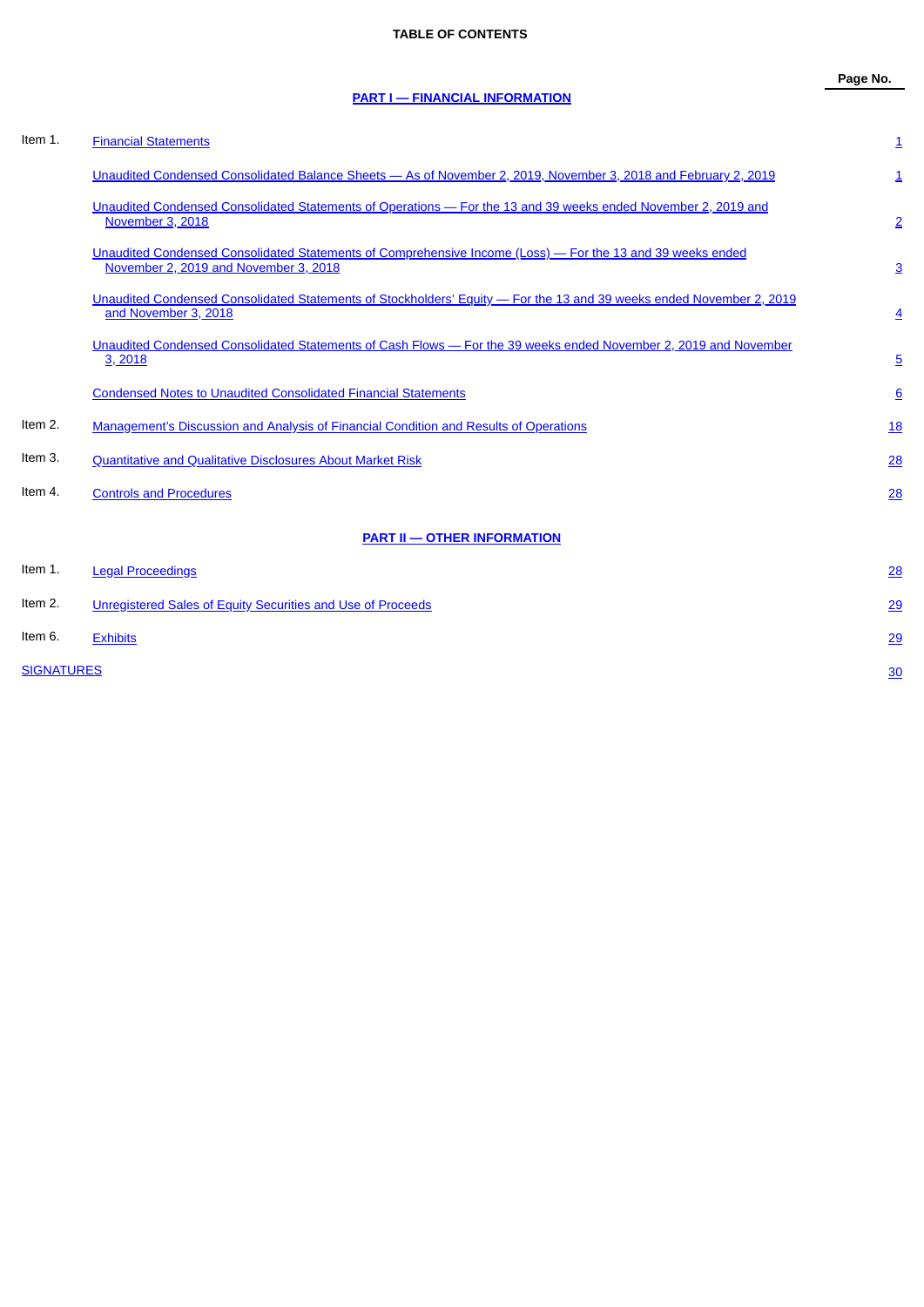**TABLE OF CONTENTS**

| | | Page No. |
|---|---|---|
| | **PART I — FINANCIAL INFORMATION** | |
| Item 1. | Financial Statements | 1 |
| | Unaudited Condensed Consolidated Balance Sheets — As of November 2, 2019, November 3, 2018 and February 2, 2019 | 1 |
| | Unaudited Condensed Consolidated Statements of Operations — For the 13 and 39 weeks ended November 2, 2019 and November 3, 2018 | 2 |
| | Unaudited Condensed Consolidated Statements of Comprehensive Income (Loss) — For the 13 and 39 weeks ended November 2, 2019 and November 3, 2018 | 3 |
| | Unaudited Condensed Consolidated Statements of Stockholders' Equity — For the 13 and 39 weeks ended November 2, 2019 and November 3, 2018 | 4 |
| | Unaudited Condensed Consolidated Statements of Cash Flows — For the 39 weeks ended November 2, 2019 and November 3, 2018 | 5 |
| | Condensed Notes to Unaudited Consolidated Financial Statements | 6 |
| Item 2. | Management's Discussion and Analysis of Financial Condition and Results of Operations | 18 |
| Item 3. | Quantitative and Qualitative Disclosures About Market Risk | 28 |
| Item 4. | Controls and Procedures | 28 |
| | **PART II — OTHER INFORMATION** | |
| Item 1. | Legal Proceedings | 28 |
| Item 2. | Unregistered Sales of Equity Securities and Use of Proceeds | 29 |
| Item 6. | Exhibits | 29 |
| SIGNATURES | | 30 |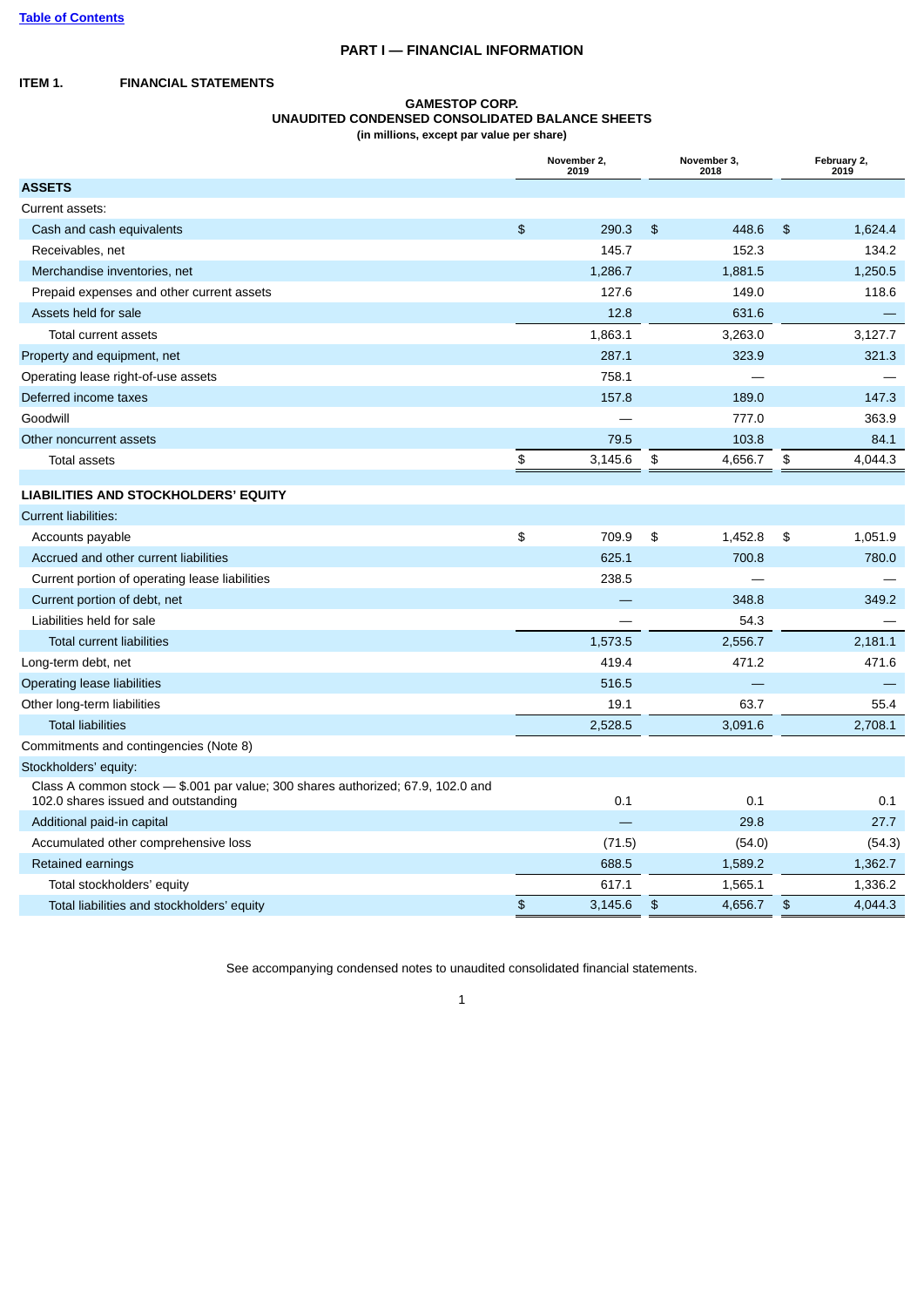Table of Contents

# PART I — FINANCIAL INFORMATION

## ITEM 1. FINANCIAL STATEMENTS

**GAMESTOP CORP.**
**UNAUDITED CONDENSED CONSOLIDATED BALANCE SHEETS**
**(in millions, except par value per share)**

| | November 2, 2019 | November 3, 2018 | February 2, 2019 |
|---|---|---|---|
| **ASSETS** | | | |
| Current assets: | | | |
| Cash and cash equivalents | $ 290.3 | $ 448.6 | $ 1,624.4 |
| Receivables, net | 145.7 | 152.3 | 134.2 |
| Merchandise inventories, net | 1,286.7 | 1,881.5 | 1,250.5 |
| Prepaid expenses and other current assets | 127.6 | 149.0 | 118.6 |
| Assets held for sale | 12.8 | 631.6 | — |
| Total current assets | 1,863.1 | 3,263.0 | 3,127.7 |
| Property and equipment, net | 287.1 | 323.9 | 321.3 |
| Operating lease right-of-use assets | 758.1 | — | — |
| Deferred income taxes | 157.8 | 189.0 | 147.3 |
| Goodwill | — | 777.0 | 363.9 |
| Other noncurrent assets | 79.5 | 103.8 | 84.1 |
| Total assets | $ 3,145.6 | $ 4,656.7 | $ 4,044.3 |
| | | | |
| **LIABILITIES AND STOCKHOLDERS' EQUITY** | | | |
| Current liabilities: | | | |
| Accounts payable | $ 709.9 | $ 1,452.8 | $ 1,051.9 |
| Accrued and other current liabilities | 625.1 | 700.8 | 780.0 |
| Current portion of operating lease liabilities | 238.5 | — | — |
| Current portion of debt, net | — | 348.8 | 349.2 |
| Liabilities held for sale | — | 54.3 | — |
| Total current liabilities | 1,573.5 | 2,556.7 | 2,181.1 |
| Long-term debt, net | 419.4 | 471.2 | 471.6 |
| Operating lease liabilities | 516.5 | — | — |
| Other long-term liabilities | 19.1 | 63.7 | 55.4 |
| Total liabilities | 2,528.5 | 3,091.6 | 2,708.1 |
| Commitments and contingencies (Note 8) | | | |
| Stockholders' equity: | | | |
| Class A common stock — $.001 par value; 300 shares authorized; 67.9, 102.0 and 102.0 shares issued and outstanding | 0.1 | 0.1 | 0.1 |
| Additional paid-in capital | — | 29.8 | 27.7 |
| Accumulated other comprehensive loss | (71.5) | (54.0) | (54.3) |
| Retained earnings | 688.5 | 1,589.2 | 1,362.7 |
| Total stockholders' equity | 617.1 | 1,565.1 | 1,336.2 |
| Total liabilities and stockholders' equity | $ 3,145.6 | $ 4,656.7 | $ 4,044.3 |

See accompanying condensed notes to unaudited consolidated financial statements.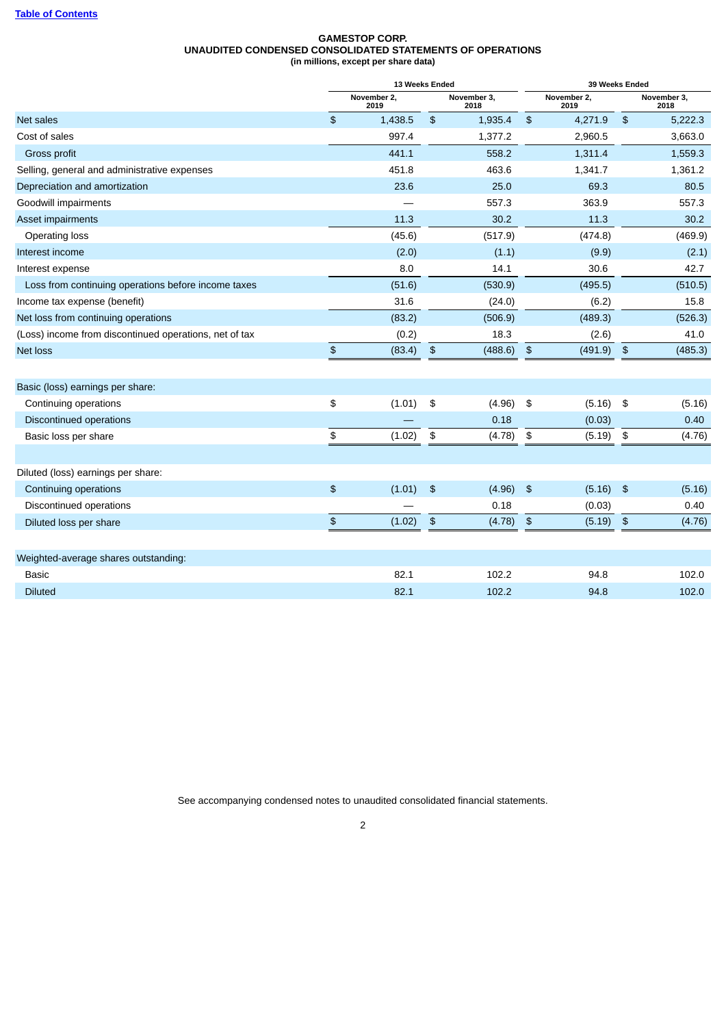[Table of Contents](#)

**GAMESTOP CORP.**
**UNAUDITED CONDENSED CONSOLIDATED STATEMENTS OF OPERATIONS**
**(in millions, except per share data)**

| | 13 Weeks Ended | | 39 Weeks Ended | |
|---|---|---|---|---|
| | November 2, 2019 | November 3, 2018 | November 2, 2019 | November 3, 2018 |
| Net sales | $ 1,438.5 | $ 1,935.4 | $ 4,271.9 | $ 5,222.3 |
| Cost of sales | 997.4 | 1,377.2 | 2,960.5 | 3,663.0 |
| Gross profit | 441.1 | 558.2 | 1,311.4 | 1,559.3 |
| Selling, general and administrative expenses | 451.8 | 463.6 | 1,341.7 | 1,361.2 |
| Depreciation and amortization | 23.6 | 25.0 | 69.3 | 80.5 |
| Goodwill impairments | — | 557.3 | 363.9 | 557.3 |
| Asset impairments | 11.3 | 30.2 | 11.3 | 30.2 |
| Operating loss | (45.6) | (517.9) | (474.8) | (469.9) |
| Interest income | (2.0) | (1.1) | (9.9) | (2.1) |
| Interest expense | 8.0 | 14.1 | 30.6 | 42.7 |
| Loss from continuing operations before income taxes | (51.6) | (530.9) | (495.5) | (510.5) |
| Income tax expense (benefit) | 31.6 | (24.0) | (6.2) | 15.8 |
| Net loss from continuing operations | (83.2) | (506.9) | (489.3) | (526.3) |
| (Loss) income from discontinued operations, net of tax | (0.2) | 18.3 | (2.6) | 41.0 |
| Net loss | $ (83.4) | $ (488.6) | $ (491.9) | $ (485.3) |
| | | | | |
| Basic (loss) earnings per share: | | | | |
| Continuing operations | $ (1.01) | $ (4.96) | $ (5.16) | $ (5.16) |
| Discontinued operations | — | 0.18 | (0.03) | 0.40 |
| Basic loss per share | $ (1.02) | $ (4.78) | $ (5.19) | $ (4.76) |
| | | | | |
| Diluted (loss) earnings per share: | | | | |
| Continuing operations | $ (1.01) | $ (4.96) | $ (5.16) | $ (5.16) |
| Discontinued operations | — | 0.18 | (0.03) | 0.40 |
| Diluted loss per share | $ (1.02) | $ (4.78) | $ (5.19) | $ (4.76) |
| | | | | |
| Weighted-average shares outstanding: | | | | |
| Basic | 82.1 | 102.2 | 94.8 | 102.0 |
| Diluted | 82.1 | 102.2 | 94.8 | 102.0 |

See accompanying condensed notes to unaudited consolidated financial statements.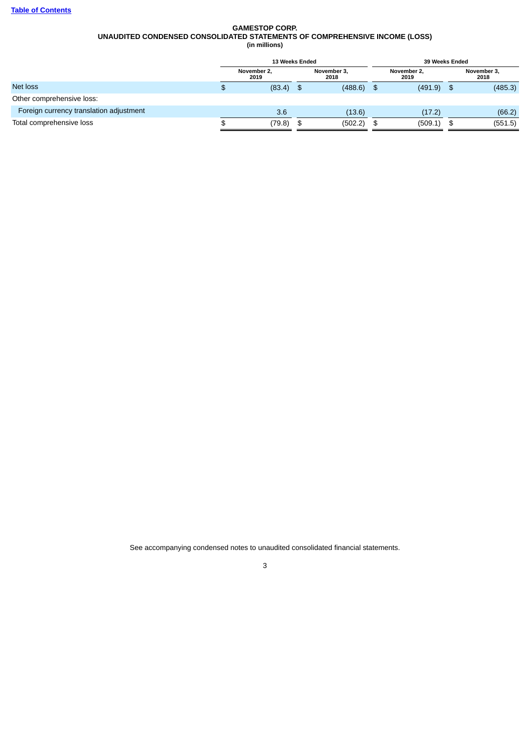**GAMESTOP CORP.**
**UNAUDITED CONDENSED CONSOLIDATED STATEMENTS OF COMPREHENSIVE INCOME (LOSS)**
**(in millions)**

| | 13 Weeks Ended | | 39 Weeks Ended | |
|---|---|---|---|---|
| | November 2, 2019 | November 3, 2018 | November 2, 2019 | November 3, 2018 |
| Net loss | $ (83.4) | $ (488.6) | $ (491.9) | $ (485.3) |
| Other comprehensive loss: | | | | |
| Foreign currency translation adjustment | 3.6 | (13.6) | (17.2) | (66.2) |
| Total comprehensive loss | $ (79.8) | $ (502.2) | $ (509.1) | $ (551.5) |

See accompanying condensed notes to unaudited consolidated financial statements.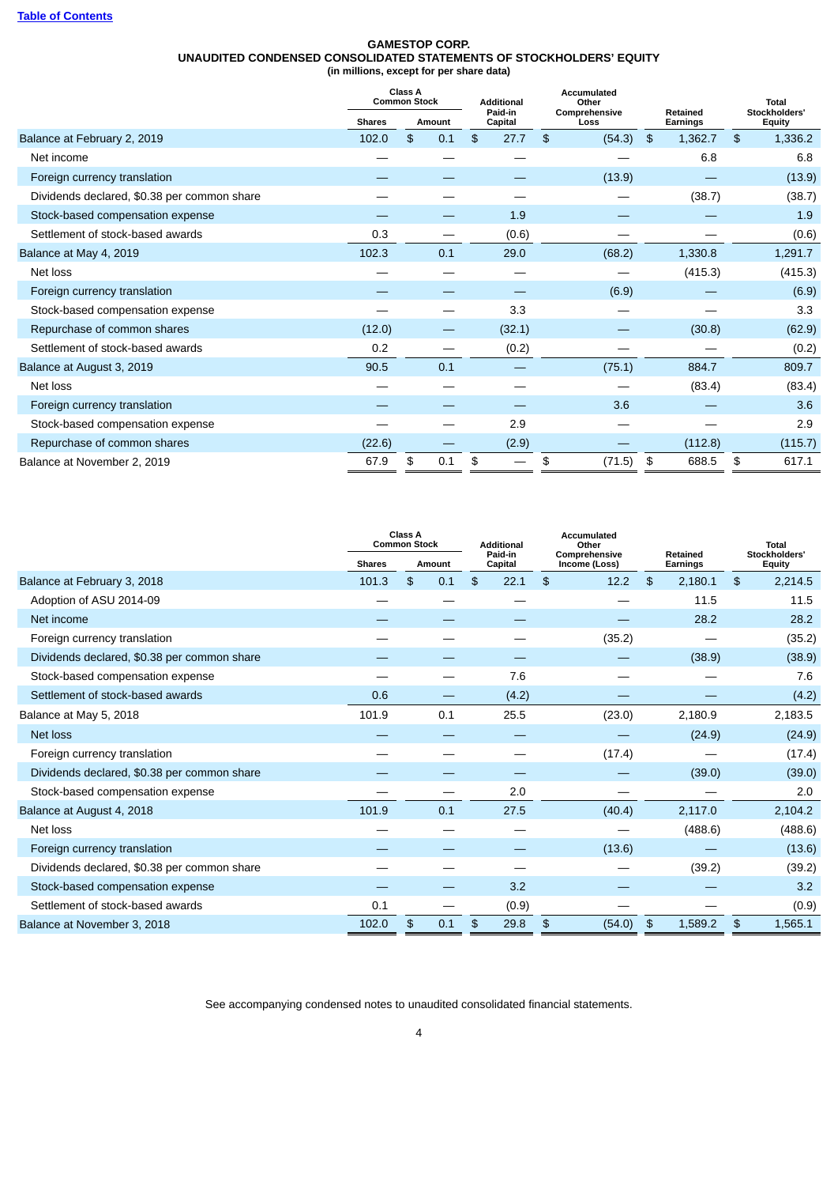[Table of Contents]

**GAMESTOP CORP.**
**UNAUDITED CONDENSED CONSOLIDATED STATEMENTS OF STOCKHOLDERS' EQUITY**
**(in millions, except for per share data)**

| | Class A Common Stock | | Additional Paid-in Capital | Accumulated Other Comprehensive Loss | Retained Earnings | Total Stockholders' Equity |
|---|---|---|---|---|---|---|
| | Shares | Amount | | | | |
| Balance at February 2, 2019 | 102.0 | $ 0.1 | $ 27.7 | $ (54.3) | $ 1,362.7 | $ 1,336.2 |
| Net income | — | — | — | — | 6.8 | 6.8 |
| Foreign currency translation | — | — | — | (13.9) | — | (13.9) |
| Dividends declared, $0.38 per common share | — | — | — | — | (38.7) | (38.7) |
| Stock-based compensation expense | — | — | 1.9 | — | — | 1.9 |
| Settlement of stock-based awards | 0.3 | — | (0.6) | — | — | (0.6) |
| Balance at May 4, 2019 | 102.3 | 0.1 | 29.0 | (68.2) | 1,330.8 | 1,291.7 |
| Net loss | — | — | — | — | (415.3) | (415.3) |
| Foreign currency translation | — | — | — | (6.9) | — | (6.9) |
| Stock-based compensation expense | — | — | 3.3 | — | — | 3.3 |
| Repurchase of common shares | (12.0) | — | (32.1) | — | (30.8) | (62.9) |
| Settlement of stock-based awards | 0.2 | — | (0.2) | — | — | (0.2) |
| Balance at August 3, 2019 | 90.5 | 0.1 | — | (75.1) | 884.7 | 809.7 |
| Net loss | — | — | — | — | (83.4) | (83.4) |
| Foreign currency translation | — | — | — | 3.6 | — | 3.6 |
| Stock-based compensation expense | — | — | 2.9 | — | — | 2.9 |
| Repurchase of common shares | (22.6) | — | (2.9) | — | (112.8) | (115.7) |
| Balance at November 2, 2019 | 67.9 | $ 0.1 | $ — | $ (71.5) | $ 688.5 | $ 617.1 |

| | Class A Common Stock | | Additional Paid-in Capital | Accumulated Other Comprehensive Income (Loss) | Retained Earnings | Total Stockholders' Equity |
|---|---|---|---|---|---|---|
| | Shares | Amount | | | | |
| Balance at February 3, 2018 | 101.3 | $ 0.1 | $ 22.1 | $ 12.2 | $ 2,180.1 | $ 2,214.5 |
| Adoption of ASU 2014-09 | — | — | — | — | 11.5 | 11.5 |
| Net income | — | — | — | — | 28.2 | 28.2 |
| Foreign currency translation | — | — | — | (35.2) | — | (35.2) |
| Dividends declared, $0.38 per common share | — | — | — | — | (38.9) | (38.9) |
| Stock-based compensation expense | — | — | 7.6 | — | — | 7.6 |
| Settlement of stock-based awards | 0.6 | — | (4.2) | — | — | (4.2) |
| Balance at May 5, 2018 | 101.9 | 0.1 | 25.5 | (23.0) | 2,180.9 | 2,183.5 |
| Net loss | — | — | — | — | (24.9) | (24.9) |
| Foreign currency translation | — | — | — | (17.4) | — | (17.4) |
| Dividends declared, $0.38 per common share | — | — | — | — | (39.0) | (39.0) |
| Stock-based compensation expense | — | — | 2.0 | — | — | 2.0 |
| Balance at August 4, 2018 | 101.9 | 0.1 | 27.5 | (40.4) | 2,117.0 | 2,104.2 |
| Net loss | — | — | — | — | (488.6) | (488.6) |
| Foreign currency translation | — | — | — | (13.6) | — | (13.6) |
| Dividends declared, $0.38 per common share | — | — | — | — | (39.2) | (39.2) |
| Stock-based compensation expense | — | — | 3.2 | — | — | 3.2 |
| Settlement of stock-based awards | 0.1 | — | (0.9) | — | — | (0.9) |
| Balance at November 3, 2018 | 102.0 | $ 0.1 | $ 29.8 | $ (54.0) | $ 1,589.2 | $ 1,565.1 |

See accompanying condensed notes to unaudited consolidated financial statements.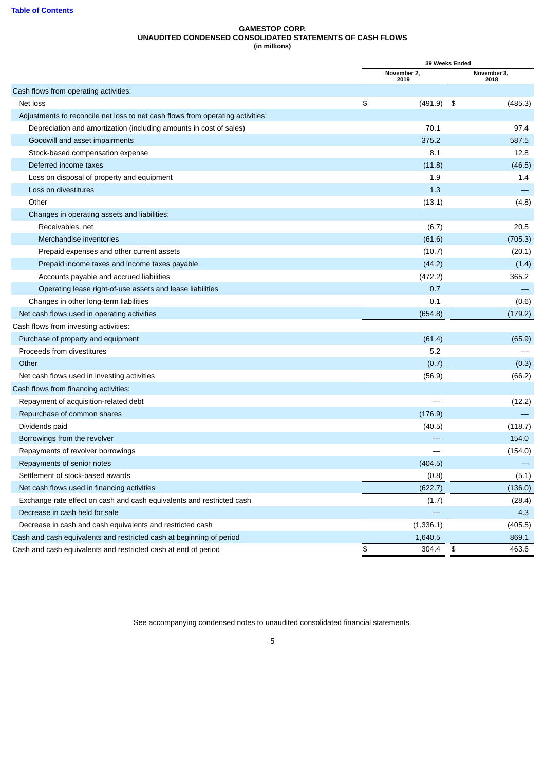[Table of Contents](#)

# GAMESTOP CORP.
## UNAUDITED CONDENSED CONSOLIDATED STATEMENTS OF CASH FLOWS
**(in millions)**

| | 39 Weeks Ended | |
|---|---|---|
| | November 2, 2019 | November 3, 2018 |
| Cash flows from operating activities: | | |
| Net loss | $ (491.9) | $ (485.3) |
| Adjustments to reconcile net loss to net cash flows from operating activities: | | |
| Depreciation and amortization (including amounts in cost of sales) | 70.1 | 97.4 |
| Goodwill and asset impairments | 375.2 | 587.5 |
| Stock-based compensation expense | 8.1 | 12.8 |
| Deferred income taxes | (11.8) | (46.5) |
| Loss on disposal of property and equipment | 1.9 | 1.4 |
| Loss on divestitures | 1.3 | — |
| Other | (13.1) | (4.8) |
| Changes in operating assets and liabilities: | | |
| Receivables, net | (6.7) | 20.5 |
| Merchandise inventories | (61.6) | (705.3) |
| Prepaid expenses and other current assets | (10.7) | (20.1) |
| Prepaid income taxes and income taxes payable | (44.2) | (1.4) |
| Accounts payable and accrued liabilities | (472.2) | 365.2 |
| Operating lease right-of-use assets and lease liabilities | 0.7 | — |
| Changes in other long-term liabilities | 0.1 | (0.6) |
| Net cash flows used in operating activities | (654.8) | (179.2) |
| Cash flows from investing activities: | | |
| Purchase of property and equipment | (61.4) | (65.9) |
| Proceeds from divestitures | 5.2 | — |
| Other | (0.7) | (0.3) |
| Net cash flows used in investing activities | (56.9) | (66.2) |
| Cash flows from financing activities: | | |
| Repayment of acquisition-related debt | — | (12.2) |
| Repurchase of common shares | (176.9) | — |
| Dividends paid | (40.5) | (118.7) |
| Borrowings from the revolver | — | 154.0 |
| Repayments of revolver borrowings | — | (154.0) |
| Repayments of senior notes | (404.5) | — |
| Settlement of stock-based awards | (0.8) | (5.1) |
| Net cash flows used in financing activities | (622.7) | (136.0) |
| Exchange rate effect on cash and cash equivalents and restricted cash | (1.7) | (28.4) |
| Decrease in cash held for sale | — | 4.3 |
| Decrease in cash and cash equivalents and restricted cash | (1,336.1) | (405.5) |
| Cash and cash equivalents and restricted cash at beginning of period | 1,640.5 | 869.1 |
| Cash and cash equivalents and restricted cash at end of period | $ 304.4 | $ 463.6 |

See accompanying condensed notes to unaudited consolidated financial statements.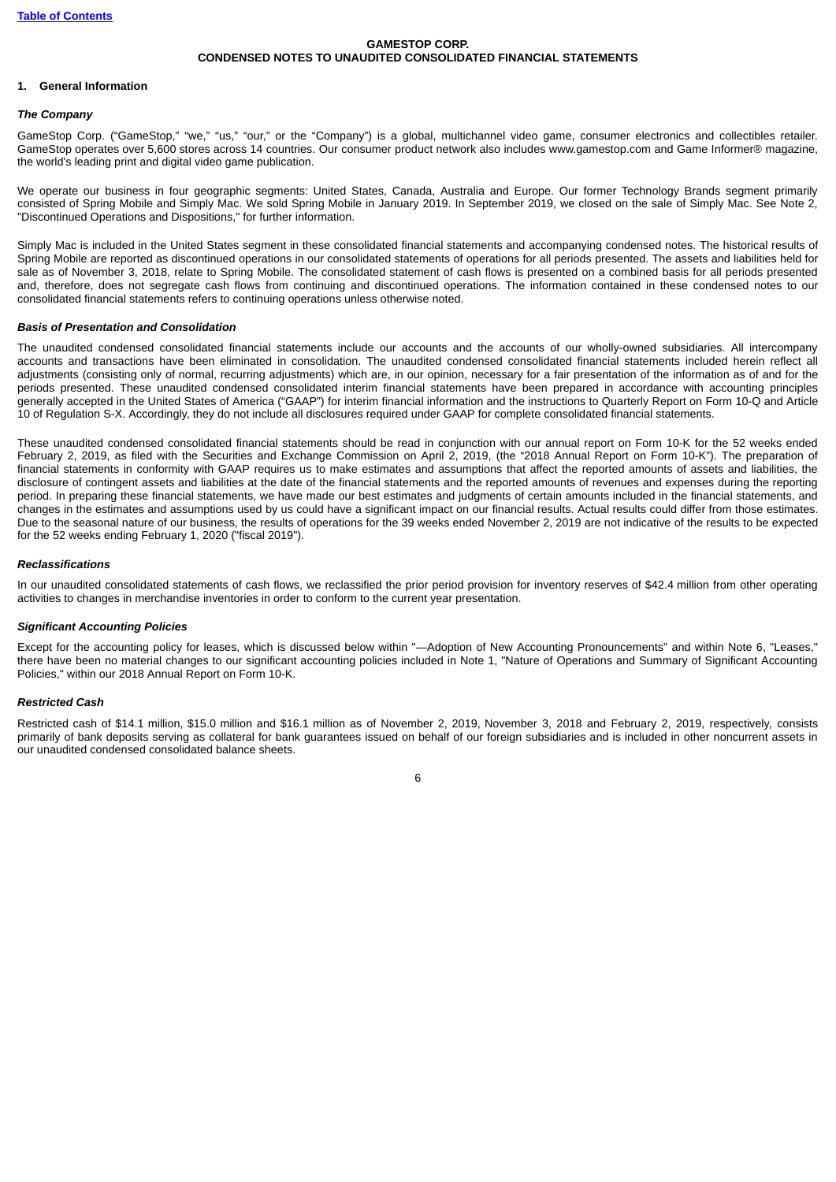## GAMESTOP CORP.
## CONDENSED NOTES TO UNAUDITED CONSOLIDATED FINANCIAL STATEMENTS

### 1. General Information

***The Company***

GameStop Corp. ("GameStop," "we," "us," "our," or the "Company") is a global, multichannel video game, consumer electronics and collectibles retailer. GameStop operates over 5,600 stores across 14 countries. Our consumer product network also includes www.gamestop.com and Game Informer® magazine, the world's leading print and digital video game publication.

We operate our business in four geographic segments: United States, Canada, Australia and Europe. Our former Technology Brands segment primarily consisted of Spring Mobile and Simply Mac. We sold Spring Mobile in January 2019. In September 2019, we closed on the sale of Simply Mac. See Note 2, "Discontinued Operations and Dispositions," for further information.

Simply Mac is included in the United States segment in these consolidated financial statements and accompanying condensed notes. The historical results of Spring Mobile are reported as discontinued operations in our consolidated statements of operations for all periods presented. The assets and liabilities held for sale as of November 3, 2018, relate to Spring Mobile. The consolidated statement of cash flows is presented on a combined basis for all periods presented and, therefore, does not segregate cash flows from continuing and discontinued operations. The information contained in these condensed notes to our consolidated financial statements refers to continuing operations unless otherwise noted.

***Basis of Presentation and Consolidation***

The unaudited condensed consolidated financial statements include our accounts and the accounts of our wholly-owned subsidiaries. All intercompany accounts and transactions have been eliminated in consolidation. The unaudited condensed consolidated financial statements included herein reflect all adjustments (consisting only of normal, recurring adjustments) which are, in our opinion, necessary for a fair presentation of the information as of and for the periods presented. These unaudited condensed consolidated interim financial statements have been prepared in accordance with accounting principles generally accepted in the United States of America ("GAAP") for interim financial information and the instructions to Quarterly Report on Form 10-Q and Article 10 of Regulation S-X. Accordingly, they do not include all disclosures required under GAAP for complete consolidated financial statements.

These unaudited condensed consolidated financial statements should be read in conjunction with our annual report on Form 10-K for the 52 weeks ended February 2, 2019, as filed with the Securities and Exchange Commission on April 2, 2019, (the "2018 Annual Report on Form 10-K"). The preparation of financial statements in conformity with GAAP requires us to make estimates and assumptions that affect the reported amounts of assets and liabilities, the disclosure of contingent assets and liabilities at the date of the financial statements and the reported amounts of revenues and expenses during the reporting period. In preparing these financial statements, we have made our best estimates and judgments of certain amounts included in the financial statements, and changes in the estimates and assumptions used by us could have a significant impact on our financial results. Actual results could differ from those estimates. Due to the seasonal nature of our business, the results of operations for the 39 weeks ended November 2, 2019 are not indicative of the results to be expected for the 52 weeks ending February 1, 2020 ("fiscal 2019").

***Reclassifications***

In our unaudited consolidated statements of cash flows, we reclassified the prior period provision for inventory reserves of $42.4 million from other operating activities to changes in merchandise inventories in order to conform to the current year presentation.

***Significant Accounting Policies***

Except for the accounting policy for leases, which is discussed below within "—Adoption of New Accounting Pronouncements" and within Note 6, "Leases," there have been no material changes to our significant accounting policies included in Note 1, "Nature of Operations and Summary of Significant Accounting Policies," within our 2018 Annual Report on Form 10-K.

***Restricted Cash***

Restricted cash of $14.1 million, $15.0 million and $16.1 million as of November 2, 2019, November 3, 2018 and February 2, 2019, respectively, consists primarily of bank deposits serving as collateral for bank guarantees issued on behalf of our foreign subsidiaries and is included in other noncurrent assets in our unaudited condensed consolidated balance sheets.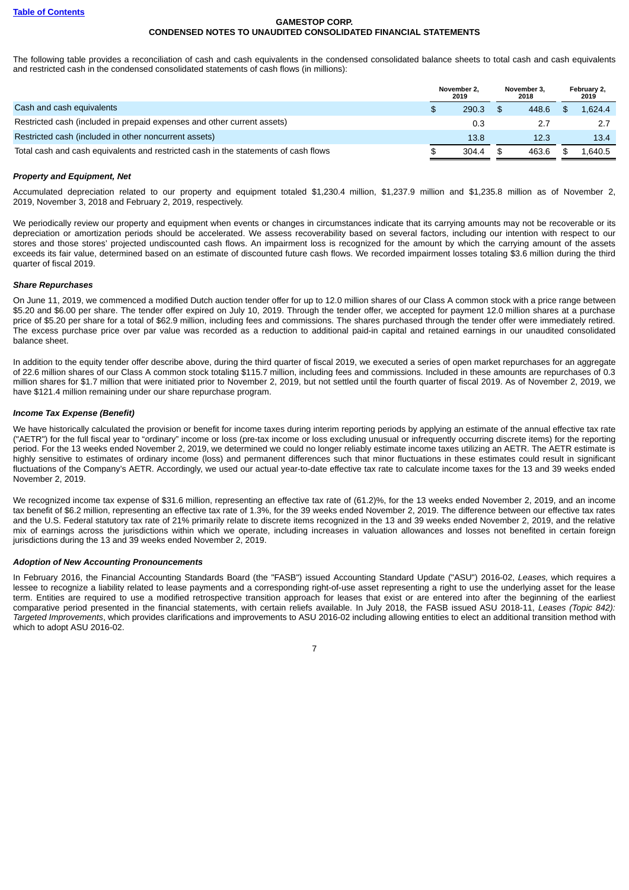**GAMESTOP CORP.**
**CONDENSED NOTES TO UNAUDITED CONSOLIDATED FINANCIAL STATEMENTS**

The following table provides a reconciliation of cash and cash equivalents in the condensed consolidated balance sheets to total cash and cash equivalents and restricted cash in the condensed consolidated statements of cash flows (in millions):

| | November 2, 2019 | November 3, 2018 | February 2, 2019 |
|---|---|---|---|
| Cash and cash equivalents | $ 290.3 | $ 448.6 | $ 1,624.4 |
| Restricted cash (included in prepaid expenses and other current assets) | 0.3 | 2.7 | 2.7 |
| Restricted cash (included in other noncurrent assets) | 13.8 | 12.3 | 13.4 |
| Total cash and cash equivalents and restricted cash in the statements of cash flows | $ 304.4 | $ 463.6 | $ 1,640.5 |

***Property and Equipment, Net***

Accumulated depreciation related to our property and equipment totaled $1,230.4 million, $1,237.9 million and $1,235.8 million as of November 2, 2019, November 3, 2018 and February 2, 2019, respectively.

We periodically review our property and equipment when events or changes in circumstances indicate that its carrying amounts may not be recoverable or its depreciation or amortization periods should be accelerated. We assess recoverability based on several factors, including our intention with respect to our stores and those stores' projected undiscounted cash flows. An impairment loss is recognized for the amount by which the carrying amount of the assets exceeds its fair value, determined based on an estimate of discounted future cash flows. We recorded impairment losses totaling $3.6 million during the third quarter of fiscal 2019.

***Share Repurchases***

On June 11, 2019, we commenced a modified Dutch auction tender offer for up to 12.0 million shares of our Class A common stock with a price range between $5.20 and $6.00 per share. The tender offer expired on July 10, 2019. Through the tender offer, we accepted for payment 12.0 million shares at a purchase price of $5.20 per share for a total of $62.9 million, including fees and commissions. The shares purchased through the tender offer were immediately retired. The excess purchase price over par value was recorded as a reduction to additional paid-in capital and retained earnings in our unaudited consolidated balance sheet.

In addition to the equity tender offer describe above, during the third quarter of fiscal 2019, we executed a series of open market repurchases for an aggregate of 22.6 million shares of our Class A common stock totaling $115.7 million, including fees and commissions. Included in these amounts are repurchases of 0.3 million shares for $1.7 million that were initiated prior to November 2, 2019, but not settled until the fourth quarter of fiscal 2019. As of November 2, 2019, we have $121.4 million remaining under our share repurchase program.

***Income Tax Expense (Benefit)***

We have historically calculated the provision or benefit for income taxes during interim reporting periods by applying an estimate of the annual effective tax rate ("AETR") for the full fiscal year to "ordinary" income or loss (pre-tax income or loss excluding unusual or infrequently occurring discrete items) for the reporting period. For the 13 weeks ended November 2, 2019, we determined we could no longer reliably estimate income taxes utilizing an AETR. The AETR estimate is highly sensitive to estimates of ordinary income (loss) and permanent differences such that minor fluctuations in these estimates could result in significant fluctuations of the Company's AETR. Accordingly, we used our actual year-to-date effective tax rate to calculate income taxes for the 13 and 39 weeks ended November 2, 2019.

We recognized income tax expense of $31.6 million, representing an effective tax rate of (61.2)%, for the 13 weeks ended November 2, 2019, and an income tax benefit of $6.2 million, representing an effective tax rate of 1.3%, for the 39 weeks ended November 2, 2019. The difference between our effective tax rates and the U.S. Federal statutory tax rate of 21% primarily relate to discrete items recognized in the 13 and 39 weeks ended November 2, 2019, and the relative mix of earnings across the jurisdictions within which we operate, including increases in valuation allowances and losses not benefited in certain foreign jurisdictions during the 13 and 39 weeks ended November 2, 2019.

***Adoption of New Accounting Pronouncements***

In February 2016, the Financial Accounting Standards Board (the "FASB") issued Accounting Standard Update ("ASU") 2016-02, *Leases,* which requires a lessee to recognize a liability related to lease payments and a corresponding right-of-use asset representing a right to use the underlying asset for the lease term. Entities are required to use a modified retrospective transition approach for leases that exist or are entered into after the beginning of the earliest comparative period presented in the financial statements, with certain reliefs available. In July 2018, the FASB issued ASU 2018-11, *Leases (Topic 842): Targeted Improvements*, which provides clarifications and improvements to ASU 2016-02 including allowing entities to elect an additional transition method with which to adopt ASU 2016-02.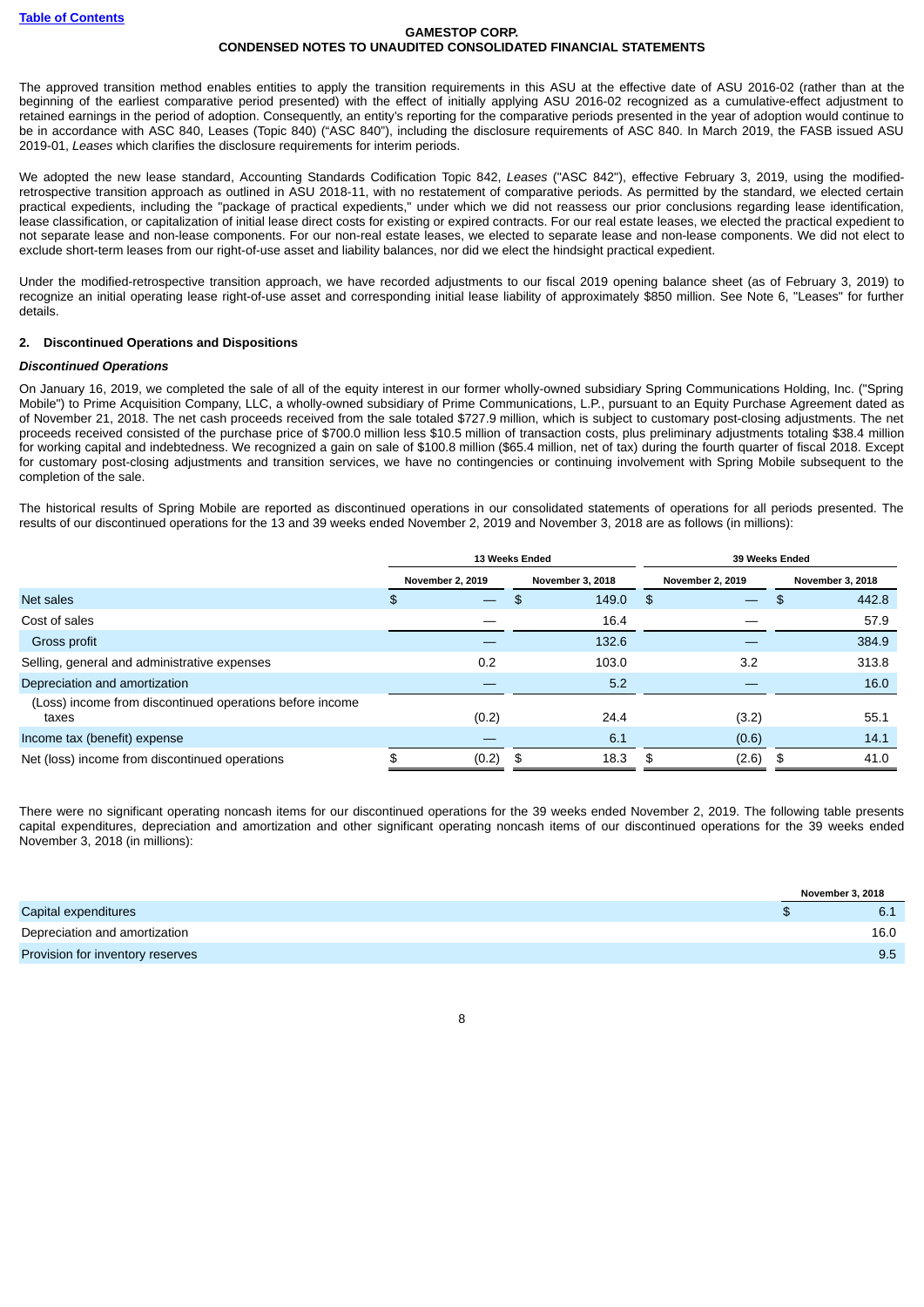The approved transition method enables entities to apply the transition requirements in this ASU at the effective date of ASU 2016-02 (rather than at the beginning of the earliest comparative period presented) with the effect of initially applying ASU 2016-02 recognized as a cumulative-effect adjustment to retained earnings in the period of adoption. Consequently, an entity's reporting for the comparative periods presented in the year of adoption would continue to be in accordance with ASC 840, Leases (Topic 840) ("ASC 840"), including the disclosure requirements of ASC 840. In March 2019, the FASB issued ASU 2019-01, *Leases* which clarifies the disclosure requirements for interim periods.

We adopted the new lease standard, Accounting Standards Codification Topic 842, *Leases* ("ASC 842"), effective February 3, 2019, using the modified-retrospective transition approach as outlined in ASU 2018-11, with no restatement of comparative periods. As permitted by the standard, we elected certain practical expedients, including the "package of practical expedients," under which we did not reassess our prior conclusions regarding lease identification, lease classification, or capitalization of initial lease direct costs for existing or expired contracts. For our real estate leases, we elected the practical expedient to not separate lease and non-lease components. For our non-real estate leases, we elected to separate lease and non-lease components. We did not elect to exclude short-term leases from our right-of-use asset and liability balances, nor did we elect the hindsight practical expedient.

Under the modified-retrospective transition approach, we have recorded adjustments to our fiscal 2019 opening balance sheet (as of February 3, 2019) to recognize an initial operating lease right-of-use asset and corresponding initial lease liability of approximately $850 million. See Note 6, "Leases" for further details.

## 2. Discontinued Operations and Dispositions

***Discontinued Operations***

On January 16, 2019, we completed the sale of all of the equity interest in our former wholly-owned subsidiary Spring Communications Holding, Inc. ("Spring Mobile") to Prime Acquisition Company, LLC, a wholly-owned subsidiary of Prime Communications, L.P., pursuant to an Equity Purchase Agreement dated as of November 21, 2018. The net cash proceeds received from the sale totaled $727.9 million, which is subject to customary post-closing adjustments. The net proceeds received consisted of the purchase price of $700.0 million less $10.5 million of transaction costs, plus preliminary adjustments totaling $38.4 million for working capital and indebtedness. We recognized a gain on sale of $100.8 million ($65.4 million, net of tax) during the fourth quarter of fiscal 2018. Except for customary post-closing adjustments and transition services, we have no contingencies or continuing involvement with Spring Mobile subsequent to the completion of the sale.

The historical results of Spring Mobile are reported as discontinued operations in our consolidated statements of operations for all periods presented. The results of our discontinued operations for the 13 and 39 weeks ended November 2, 2019 and November 3, 2018 are as follows (in millions):

| | 13 Weeks Ended | | 39 Weeks Ended | |
|---|---|---|---|---|
| | November 2, 2019 | November 3, 2018 | November 2, 2019 | November 3, 2018 |
| Net sales | $ — | $ 149.0 | $ — | $ 442.8 |
| Cost of sales | — | 16.4 | — | 57.9 |
| Gross profit | — | 132.6 | — | 384.9 |
| Selling, general and administrative expenses | 0.2 | 103.0 | 3.2 | 313.8 |
| Depreciation and amortization | — | 5.2 | — | 16.0 |
| (Loss) income from discontinued operations before income taxes | (0.2) | 24.4 | (3.2) | 55.1 |
| Income tax (benefit) expense | — | 6.1 | (0.6) | 14.1 |
| Net (loss) income from discontinued operations | $ (0.2) | $ 18.3 | $ (2.6) | $ 41.0 |

There were no significant operating noncash items for our discontinued operations for the 39 weeks ended November 2, 2019. The following table presents capital expenditures, depreciation and amortization and other significant operating noncash items of our discontinued operations for the 39 weeks ended November 3, 2018 (in millions):

| | November 3, 2018 |
|---|---|
| Capital expenditures | $ 6.1 |
| Depreciation and amortization | 16.0 |
| Provision for inventory reserves | 9.5 |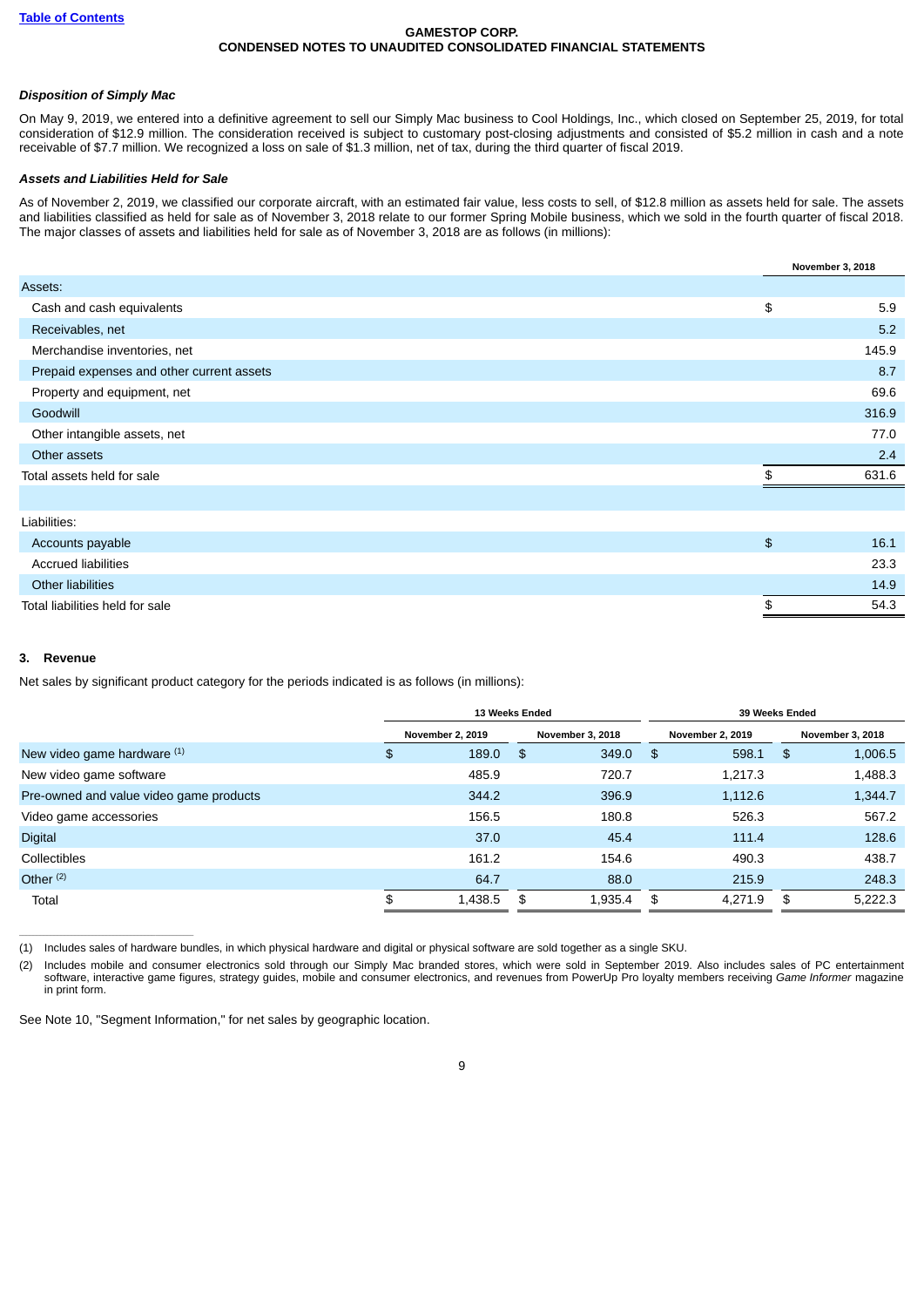**GAMESTOP CORP.**
**CONDENSED NOTES TO UNAUDITED CONSOLIDATED FINANCIAL STATEMENTS**

### *Disposition of Simply Mac*

On May 9, 2019, we entered into a definitive agreement to sell our Simply Mac business to Cool Holdings, Inc., which closed on September 25, 2019, for total consideration of $12.9 million. The consideration received is subject to customary post-closing adjustments and consisted of $5.2 million in cash and a note receivable of $7.7 million. We recognized a loss on sale of $1.3 million, net of tax, during the third quarter of fiscal 2019.

### *Assets and Liabilities Held for Sale*

As of November 2, 2019, we classified our corporate aircraft, with an estimated fair value, less costs to sell, of $12.8 million as assets held for sale. The assets and liabilities classified as held for sale as of November 3, 2018 relate to our former Spring Mobile business, which we sold in the fourth quarter of fiscal 2018. The major classes of assets and liabilities held for sale as of November 3, 2018 are as follows (in millions):

| | November 3, 2018 |
|---|---|
| Assets: | |
| Cash and cash equivalents | $ 5.9 |
| Receivables, net | 5.2 |
| Merchandise inventories, net | 145.9 |
| Prepaid expenses and other current assets | 8.7 |
| Property and equipment, net | 69.6 |
| Goodwill | 316.9 |
| Other intangible assets, net | 77.0 |
| Other assets | 2.4 |
| Total assets held for sale | $ 631.6 |
| | |
| Liabilities: | |
| Accounts payable | $ 16.1 |
| Accrued liabilities | 23.3 |
| Other liabilities | 14.9 |
| Total liabilities held for sale | $ 54.3 |

## 3. Revenue

Net sales by significant product category for the periods indicated is as follows (in millions):

| | 13 Weeks Ended | | 39 Weeks Ended | |
|---|---|---|---|---|
| | November 2, 2019 | November 3, 2018 | November 2, 2019 | November 3, 2018 |
| New video game hardware (1) | $ 189.0 | $ 349.0 | $ 598.1 | $ 1,006.5 |
| New video game software | 485.9 | 720.7 | 1,217.3 | 1,488.3 |
| Pre-owned and value video game products | 344.2 | 396.9 | 1,112.6 | 1,344.7 |
| Video game accessories | 156.5 | 180.8 | 526.3 | 567.2 |
| Digital | 37.0 | 45.4 | 111.4 | 128.6 |
| Collectibles | 161.2 | 154.6 | 490.3 | 438.7 |
| Other (2) | 64.7 | 88.0 | 215.9 | 248.3 |
| Total | $ 1,438.5 | $ 1,935.4 | $ 4,271.9 | $ 5,222.3 |

(1) Includes sales of hardware bundles, in which physical hardware and digital or physical software are sold together as a single SKU.

(2) Includes mobile and consumer electronics sold through our Simply Mac branded stores, which were sold in September 2019. Also includes sales of PC entertainment software, interactive game figures, strategy guides, mobile and consumer electronics, and revenues from PowerUp Pro loyalty members receiving *Game Informer* magazine in print form.

See Note 10, "Segment Information," for net sales by geographic location.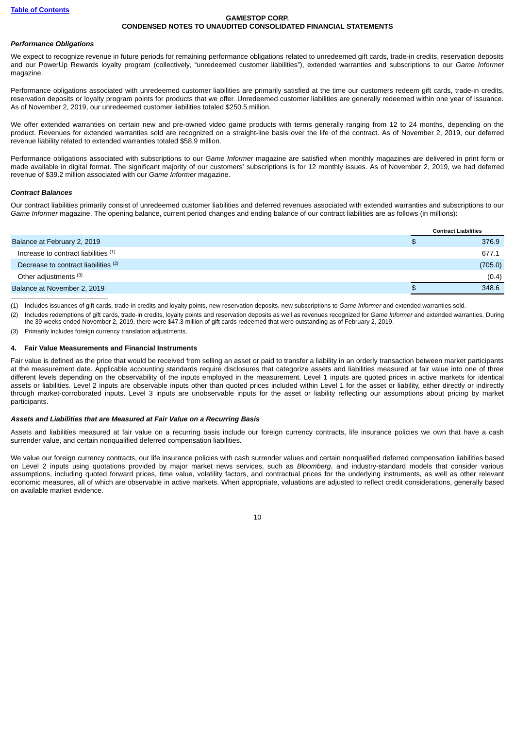### *Performance Obligations*

We expect to recognize revenue in future periods for remaining performance obligations related to unredeemed gift cards, trade-in credits, reservation deposits and our PowerUp Rewards loyalty program (collectively, "unredeemed customer liabilities"), extended warranties and subscriptions to our *Game Informer* magazine.

Performance obligations associated with unredeemed customer liabilities are primarily satisfied at the time our customers redeem gift cards, trade-in credits, reservation deposits or loyalty program points for products that we offer. Unredeemed customer liabilities are generally redeemed within one year of issuance. As of November 2, 2019, our unredeemed customer liabilities totaled $250.5 million.

We offer extended warranties on certain new and pre-owned video game products with terms generally ranging from 12 to 24 months, depending on the product. Revenues for extended warranties sold are recognized on a straight-line basis over the life of the contract. As of November 2, 2019, our deferred revenue liability related to extended warranties totaled $58.9 million.

Performance obligations associated with subscriptions to our *Game Informer* magazine are satisfied when monthly magazines are delivered in print form or made available in digital format. The significant majority of our customers' subscriptions is for 12 monthly issues. As of November 2, 2019, we had deferred revenue of $39.2 million associated with our *Game Informer* magazine.

### *Contract Balances*

Our contract liabilities primarily consist of unredeemed customer liabilities and deferred revenues associated with extended warranties and subscriptions to our *Game Informer* magazine. The opening balance, current period changes and ending balance of our contract liabilities are as follows (in millions):

| | Contract Liabilities |
|---|---|
| Balance at February 2, 2019 | $ 376.9 |
| Increase to contract liabilities (1) | 677.1 |
| Decrease to contract liabilities (2) | (705.0) |
| Other adjustments (3) | (0.4) |
| Balance at November 2, 2019 | $ 348.6 |

(1) Includes issuances of gift cards, trade-in credits and loyalty points, new reservation deposits, new subscriptions to *Game Informer* and extended warranties sold.

(2) Includes redemptions of gift cards, trade-in credits, loyalty points and reservation deposits as well as revenues recognized for *Game Informer* and extended warranties. During the 39 weeks ended November 2, 2019, there were $47.3 million of gift cards redeemed that were outstanding as of February 2, 2019.

(3) Primarily includes foreign currency translation adjustments.

## 4. Fair Value Measurements and Financial Instruments

Fair value is defined as the price that would be received from selling an asset or paid to transfer a liability in an orderly transaction between market participants at the measurement date. Applicable accounting standards require disclosures that categorize assets and liabilities measured at fair value into one of three different levels depending on the observability of the inputs employed in the measurement. Level 1 inputs are quoted prices in active markets for identical assets or liabilities. Level 2 inputs are observable inputs other than quoted prices included within Level 1 for the asset or liability, either directly or indirectly through market-corroborated inputs. Level 3 inputs are unobservable inputs for the asset or liability reflecting our assumptions about pricing by market participants.

### *Assets and Liabilities that are Measured at Fair Value on a Recurring Basis*

Assets and liabilities measured at fair value on a recurring basis include our foreign currency contracts, life insurance policies we own that have a cash surrender value, and certain nonqualified deferred compensation liabilities.

We value our foreign currency contracts, our life insurance policies with cash surrender values and certain nonqualified deferred compensation liabilities based on Level 2 inputs using quotations provided by major market news services, such as *Bloomberg*, and industry-standard models that consider various assumptions, including quoted forward prices, time value, volatility factors, and contractual prices for the underlying instruments, as well as other relevant economic measures, all of which are observable in active markets. When appropriate, valuations are adjusted to reflect credit considerations, generally based on available market evidence.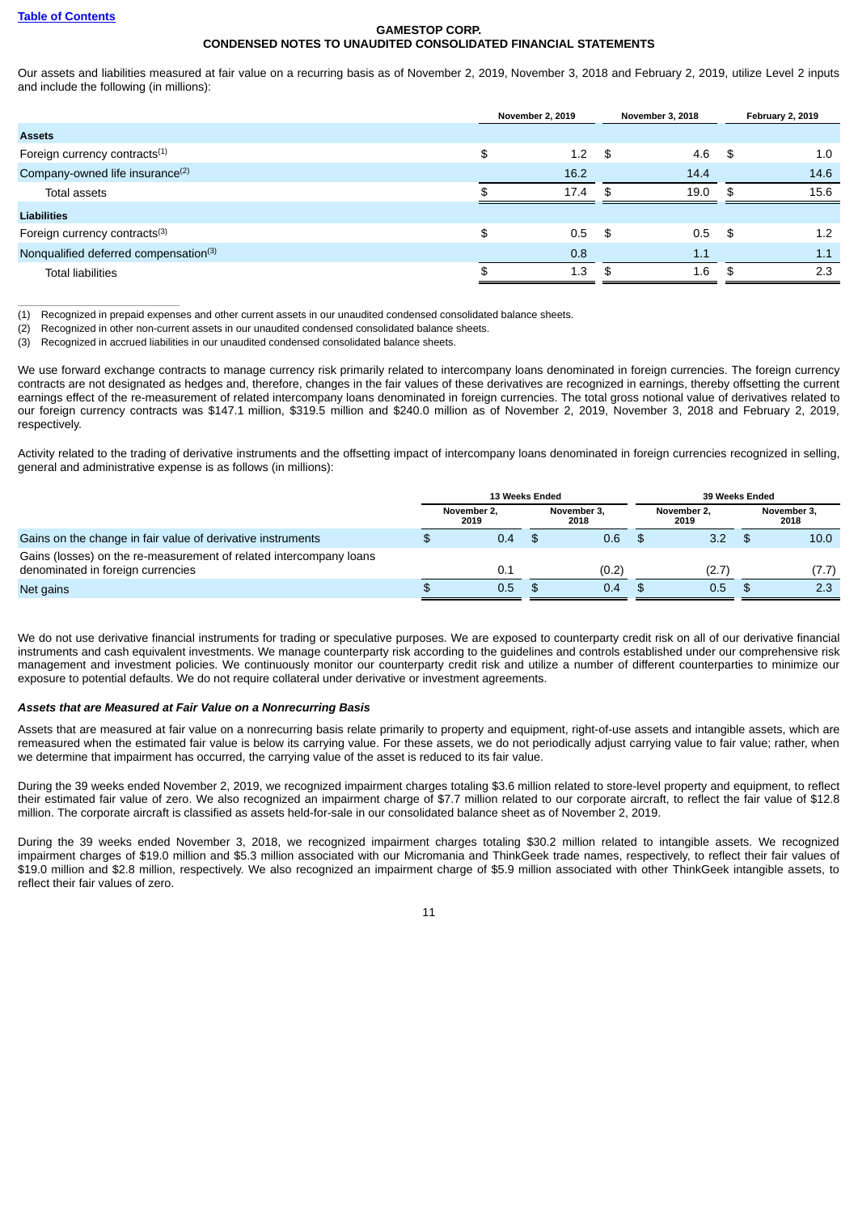Our assets and liabilities measured at fair value on a recurring basis as of November 2, 2019, November 3, 2018 and February 2, 2019, utilize Level 2 inputs and include the following (in millions):

| | November 2, 2019 | November 3, 2018 | February 2, 2019 |
|---|---|---|---|
| **Assets** | | | |
| Foreign currency contracts[(1)] | $ 1.2 | $ 4.6 | $ 1.0 |
| Company-owned life insurance[(2)] | 16.2 | 14.4 | 14.6 |
| Total assets | $ 17.4 | $ 19.0 | $ 15.6 |
| **Liabilities** | | | |
| Foreign currency contracts[(3)] | $ 0.5 | $ 0.5 | $ 1.2 |
| Nonqualified deferred compensation[(3)] | 0.8 | 1.1 | 1.1 |
| Total liabilities | $ 1.3 | $ 1.6 | $ 2.3 |

(1) Recognized in prepaid expenses and other current assets in our unaudited condensed consolidated balance sheets.

(2) Recognized in other non-current assets in our unaudited condensed consolidated balance sheets.

(3) Recognized in accrued liabilities in our unaudited condensed consolidated balance sheets.

We use forward exchange contracts to manage currency risk primarily related to intercompany loans denominated in foreign currencies. The foreign currency contracts are not designated as hedges and, therefore, changes in the fair values of these derivatives are recognized in earnings, thereby offsetting the current earnings effect of the re-measurement of related intercompany loans denominated in foreign currencies. The total gross notional value of derivatives related to our foreign currency contracts was $147.1 million, $319.5 million and $240.0 million as of November 2, 2019, November 3, 2018 and February 2, 2019, respectively.

Activity related to the trading of derivative instruments and the offsetting impact of intercompany loans denominated in foreign currencies recognized in selling, general and administrative expense is as follows (in millions):

| | 13 Weeks Ended | | 39 Weeks Ended | |
|---|---|---|---|---|
| | November 2, 2019 | November 3, 2018 | November 2, 2019 | November 3, 2018 |
| Gains on the change in fair value of derivative instruments | $ 0.4 | $ 0.6 | $ 3.2 | $ 10.0 |
| Gains (losses) on the re-measurement of related intercompany loans denominated in foreign currencies | 0.1 | (0.2) | (2.7) | (7.7) |
| Net gains | $ 0.5 | $ 0.4 | $ 0.5 | $ 2.3 |

We do not use derivative financial instruments for trading or speculative purposes. We are exposed to counterparty credit risk on all of our derivative financial instruments and cash equivalent investments. We manage counterparty risk according to the guidelines and controls established under our comprehensive risk management and investment policies. We continuously monitor our counterparty credit risk and utilize a number of different counterparties to minimize our exposure to potential defaults. We do not require collateral under derivative or investment agreements.

***Assets that are Measured at Fair Value on a Nonrecurring Basis***

Assets that are measured at fair value on a nonrecurring basis relate primarily to property and equipment, right-of-use assets and intangible assets, which are remeasured when the estimated fair value is below its carrying value. For these assets, we do not periodically adjust carrying value to fair value; rather, when we determine that impairment has occurred, the carrying value of the asset is reduced to its fair value.

During the 39 weeks ended November 2, 2019, we recognized impairment charges totaling $3.6 million related to store-level property and equipment, to reflect their estimated fair value of zero. We also recognized an impairment charge of $7.7 million related to our corporate aircraft, to reflect the fair value of $12.8 million. The corporate aircraft is classified as assets held-for-sale in our consolidated balance sheet as of November 2, 2019.

During the 39 weeks ended November 3, 2018, we recognized impairment charges totaling $30.2 million related to intangible assets. We recognized impairment charges of $19.0 million and $5.3 million associated with our Micromania and ThinkGeek trade names, respectively, to reflect their fair values of $19.0 million and $2.8 million, respectively. We also recognized an impairment charge of $5.9 million associated with other ThinkGeek intangible assets, to reflect their fair values of zero.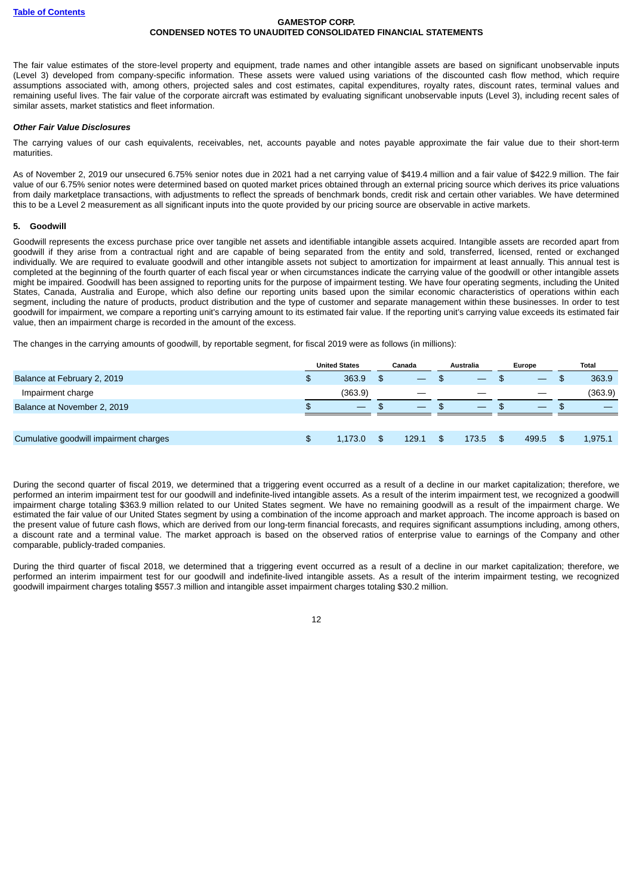The fair value estimates of the store-level property and equipment, trade names and other intangible assets are based on significant unobservable inputs (Level 3) developed from company-specific information. These assets were valued using variations of the discounted cash flow method, which require assumptions associated with, among others, projected sales and cost estimates, capital expenditures, royalty rates, discount rates, terminal values and remaining useful lives. The fair value of the corporate aircraft was estimated by evaluating significant unobservable inputs (Level 3), including recent sales of similar assets, market statistics and fleet information.

***Other Fair Value Disclosures***

The carrying values of our cash equivalents, receivables, net, accounts payable and notes payable approximate the fair value due to their short-term maturities.

As of November 2, 2019 our unsecured 6.75% senior notes due in 2021 had a net carrying value of $419.4 million and a fair value of $422.9 million. The fair value of our 6.75% senior notes were determined based on quoted market prices obtained through an external pricing source which derives its price valuations from daily marketplace transactions, with adjustments to reflect the spreads of benchmark bonds, credit risk and certain other variables. We have determined this to be a Level 2 measurement as all significant inputs into the quote provided by our pricing source are observable in active markets.

## 5. Goodwill

Goodwill represents the excess purchase price over tangible net assets and identifiable intangible assets acquired. Intangible assets are recorded apart from goodwill if they arise from a contractual right and are capable of being separated from the entity and sold, transferred, licensed, rented or exchanged individually. We are required to evaluate goodwill and other intangible assets not subject to amortization for impairment at least annually. This annual test is completed at the beginning of the fourth quarter of each fiscal year or when circumstances indicate the carrying value of the goodwill or other intangible assets might be impaired. Goodwill has been assigned to reporting units for the purpose of impairment testing. We have four operating segments, including the United States, Canada, Australia and Europe, which also define our reporting units based upon the similar economic characteristics of operations within each segment, including the nature of products, product distribution and the type of customer and separate management within these businesses. In order to test goodwill for impairment, we compare a reporting unit's carrying amount to its estimated fair value. If the reporting unit's carrying value exceeds its estimated fair value, then an impairment charge is recorded in the amount of the excess.

The changes in the carrying amounts of goodwill, by reportable segment, for fiscal 2019 were as follows (in millions):

| | United States | Canada | Australia | Europe | Total |
|---|---|---|---|---|---|
| Balance at February 2, 2019 | $ 363.9 | $ — | $ — | $ — | $ 363.9 |
| Impairment charge | (363.9) | — | — | — | (363.9) |
| Balance at November 2, 2019 | $ — | $ — | $ — | $ — | $ — |
| | | | | | |
| Cumulative goodwill impairment charges | $ 1,173.0 | $ 129.1 | $ 173.5 | $ 499.5 | $ 1,975.1 |

During the second quarter of fiscal 2019, we determined that a triggering event occurred as a result of a decline in our market capitalization; therefore, we performed an interim impairment test for our goodwill and indefinite-lived intangible assets. As a result of the interim impairment test, we recognized a goodwill impairment charge totaling $363.9 million related to our United States segment. We have no remaining goodwill as a result of the impairment charge. We estimated the fair value of our United States segment by using a combination of the income approach and market approach. The income approach is based on the present value of future cash flows, which are derived from our long-term financial forecasts, and requires significant assumptions including, among others, a discount rate and a terminal value. The market approach is based on the observed ratios of enterprise value to earnings of the Company and other comparable, publicly-traded companies.

During the third quarter of fiscal 2018, we determined that a triggering event occurred as a result of a decline in our market capitalization; therefore, we performed an interim impairment test for our goodwill and indefinite-lived intangible assets. As a result of the interim impairment testing, we recognized goodwill impairment charges totaling $557.3 million and intangible asset impairment charges totaling $30.2 million.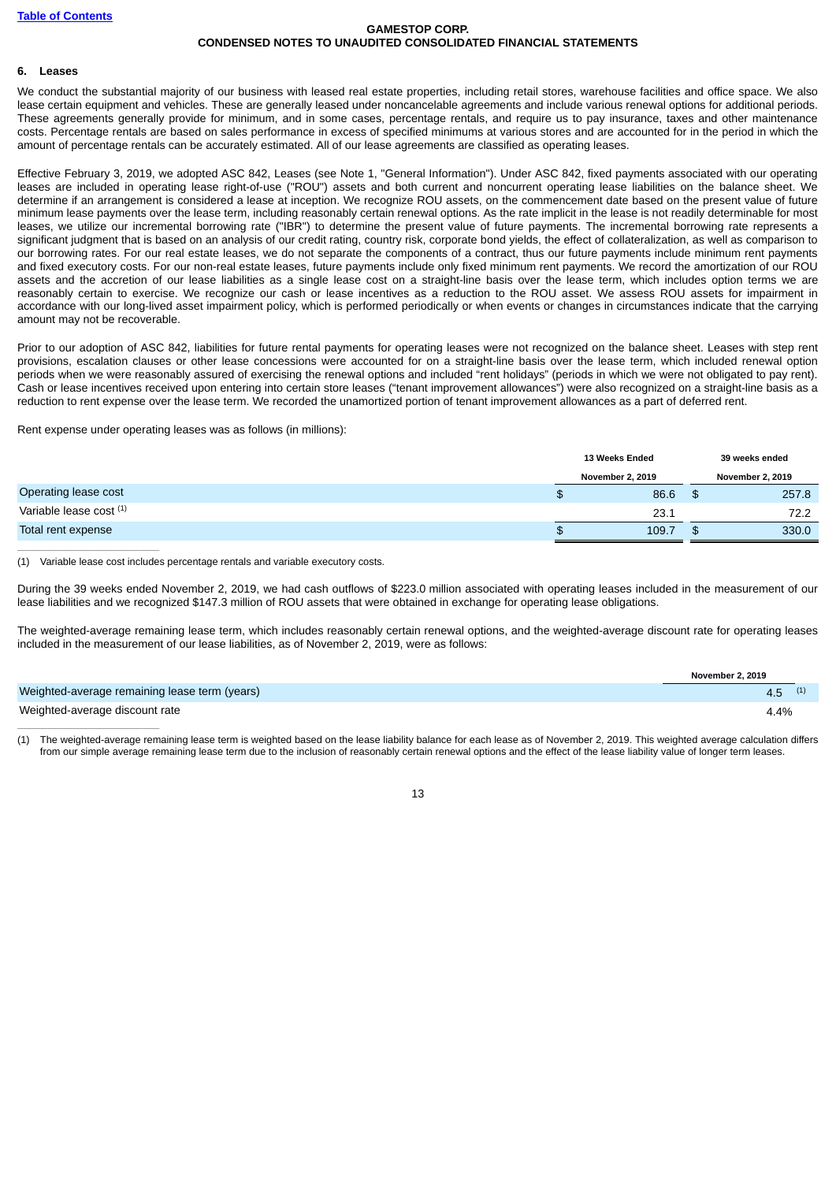### 6. Leases

We conduct the substantial majority of our business with leased real estate properties, including retail stores, warehouse facilities and office space. We also lease certain equipment and vehicles. These are generally leased under noncancelable agreements and include various renewal options for additional periods. These agreements generally provide for minimum, and in some cases, percentage rentals, and require us to pay insurance, taxes and other maintenance costs. Percentage rentals are based on sales performance in excess of specified minimums at various stores and are accounted for in the period in which the amount of percentage rentals can be accurately estimated. All of our lease agreements are classified as operating leases.

Effective February 3, 2019, we adopted ASC 842, Leases (see Note 1, "General Information"). Under ASC 842, fixed payments associated with our operating leases are included in operating lease right-of-use ("ROU") assets and both current and noncurrent operating lease liabilities on the balance sheet. We determine if an arrangement is considered a lease at inception. We recognize ROU assets, on the commencement date based on the present value of future minimum lease payments over the lease term, including reasonably certain renewal options. As the rate implicit in the lease is not readily determinable for most leases, we utilize our incremental borrowing rate ("IBR") to determine the present value of future payments. The incremental borrowing rate represents a significant judgment that is based on an analysis of our credit rating, country risk, corporate bond yields, the effect of collateralization, as well as comparison to our borrowing rates. For our real estate leases, we do not separate the components of a contract, thus our future payments include minimum rent payments and fixed executory costs. For our non-real estate leases, future payments include only fixed minimum rent payments. We record the amortization of our ROU assets and the accretion of our lease liabilities as a single lease cost on a straight-line basis over the lease term, which includes option terms we are reasonably certain to exercise. We recognize our cash or lease incentives as a reduction to the ROU asset. We assess ROU assets for impairment in accordance with our long-lived asset impairment policy, which is performed periodically or when events or changes in circumstances indicate that the carrying amount may not be recoverable.

Prior to our adoption of ASC 842, liabilities for future rental payments for operating leases were not recognized on the balance sheet. Leases with step rent provisions, escalation clauses or other lease concessions were accounted for on a straight-line basis over the lease term, which included renewal option periods when we were reasonably assured of exercising the renewal options and included "rent holidays" (periods in which we were not obligated to pay rent). Cash or lease incentives received upon entering into certain store leases ("tenant improvement allowances") were also recognized on a straight-line basis as a reduction to rent expense over the lease term. We recorded the unamortized portion of tenant improvement allowances as a part of deferred rent.

Rent expense under operating leases was as follows (in millions):

| | 13 Weeks Ended November 2, 2019 | 39 weeks ended November 2, 2019 |
|---|---|---|
| Operating lease cost | $ 86.6 | $ 257.8 |
| Variable lease cost [(1)] | 23.1 | 72.2 |
| Total rent expense | $ 109.7 | $ 330.0 |

(1) Variable lease cost includes percentage rentals and variable executory costs.

During the 39 weeks ended November 2, 2019, we had cash outflows of $223.0 million associated with operating leases included in the measurement of our lease liabilities and we recognized $147.3 million of ROU assets that were obtained in exchange for operating lease obligations.

The weighted-average remaining lease term, which includes reasonably certain renewal options, and the weighted-average discount rate for operating leases included in the measurement of our lease liabilities, as of November 2, 2019, were as follows:

| | November 2, 2019 |
|---|---|
| Weighted-average remaining lease term (years) | 4.5 [(1)] |
| Weighted-average discount rate | 4.4% |

(1) The weighted-average remaining lease term is weighted based on the lease liability balance for each lease as of November 2, 2019. This weighted average calculation differs from our simple average remaining lease term due to the inclusion of reasonably certain renewal options and the effect of the lease liability value of longer term leases.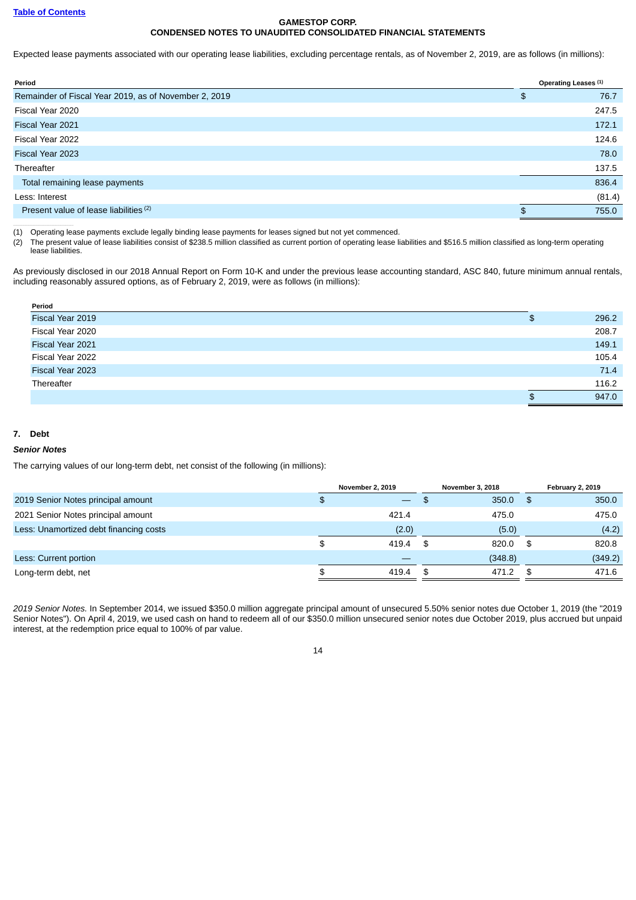Table of Contents

**GAMESTOP CORP.**
**CONDENSED NOTES TO UNAUDITED CONSOLIDATED FINANCIAL STATEMENTS**

Expected lease payments associated with our operating lease liabilities, excluding percentage rentals, as of November 2, 2019, are as follows (in millions):

| Period | Operating Leases [(1)] |
| --- | --- |
| Remainder of Fiscal Year 2019, as of November 2, 2019 | $ 76.7 |
| Fiscal Year 2020 | 247.5 |
| Fiscal Year 2021 | 172.1 |
| Fiscal Year 2022 | 124.6 |
| Fiscal Year 2023 | 78.0 |
| Thereafter | 137.5 |
| Total remaining lease payments | 836.4 |
| Less: Interest | (81.4) |
| Present value of lease liabilities [(2)] | $ 755.0 |

(1) Operating lease payments exclude legally binding lease payments for leases signed but not yet commenced.
(2) The present value of lease liabilities consist of $238.5 million classified as current portion of operating lease liabilities and $516.5 million classified as long-term operating lease liabilities.

As previously disclosed in our 2018 Annual Report on Form 10-K and under the previous lease accounting standard, ASC 840, future minimum annual rentals, including reasonably assured options, as of February 2, 2019, were as follows (in millions):

| Period | |
| --- | --- |
| Fiscal Year 2019 | $ 296.2 |
| Fiscal Year 2020 | 208.7 |
| Fiscal Year 2021 | 149.1 |
| Fiscal Year 2022 | 105.4 |
| Fiscal Year 2023 | 71.4 |
| Thereafter | 116.2 |
| | $ 947.0 |

**7. Debt**

***Senior Notes***

The carrying values of our long-term debt, net consist of the following (in millions):

| | November 2, 2019 | November 3, 2018 | February 2, 2019 |
| --- | --- | --- | --- |
| 2019 Senior Notes principal amount | $ — | $ 350.0 | $ 350.0 |
| 2021 Senior Notes principal amount | 421.4 | 475.0 | 475.0 |
| Less: Unamortized debt financing costs | (2.0) | (5.0) | (4.2) |
| | $ 419.4 | $ 820.0 | $ 820.8 |
| Less: Current portion | — | (348.8) | (349.2) |
| Long-term debt, net | $ 419.4 | $ 471.2 | $ 471.6 |

*2019 Senior Notes.* In September 2014, we issued $350.0 million aggregate principal amount of unsecured 5.50% senior notes due October 1, 2019 (the "2019 Senior Notes"). On April 4, 2019, we used cash on hand to redeem all of our $350.0 million unsecured senior notes due October 2019, plus accrued but unpaid interest, at the redemption price equal to 100% of par value.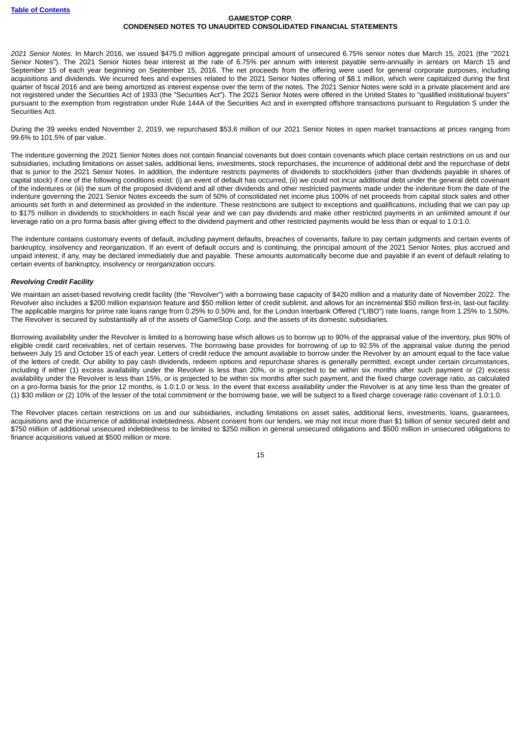*2021 Senior Notes.* In March 2016, we issued $475.0 million aggregate principal amount of unsecured 6.75% senior notes due March 15, 2021 (the "2021 Senior Notes"). The 2021 Senior Notes bear interest at the rate of 6.75% per annum with interest payable semi-annually in arrears on March 15 and September 15 of each year beginning on September 15, 2016. The net proceeds from the offering were used for general corporate purposes, including acquisitions and dividends. We incurred fees and expenses related to the 2021 Senior Notes offering of $8.1 million, which were capitalized during the first quarter of fiscal 2016 and are being amortized as interest expense over the term of the notes. The 2021 Senior Notes were sold in a private placement and are not registered under the Securities Act of 1933 (the "Securities Act"). The 2021 Senior Notes were offered in the United States to "qualified institutional buyers" pursuant to the exemption from registration under Rule 144A of the Securities Act and in exempted offshore transactions pursuant to Regulation S under the Securities Act.

During the 39 weeks ended November 2, 2019, we repurchased $53.6 million of our 2021 Senior Notes in open market transactions at prices ranging from 99.6% to 101.5% of par value.

The indenture governing the 2021 Senior Notes does not contain financial covenants but does contain covenants which place certain restrictions on us and our subsidiaries, including limitations on asset sales, additional liens, investments, stock repurchases, the incurrence of additional debt and the repurchase of debt that is junior to the 2021 Senior Notes. In addition, the indenture restricts payments of dividends to stockholders (other than dividends payable in shares of capital stock) if one of the following conditions exist: (i) an event of default has occurred, (ii) we could not incur additional debt under the general debt covenant of the indentures or (iii) the sum of the proposed dividend and all other dividends and other restricted payments made under the indenture from the date of the indenture governing the 2021 Senior Notes exceeds the sum of 50% of consolidated net income plus 100% of net proceeds from capital stock sales and other amounts set forth in and determined as provided in the indenture. These restrictions are subject to exceptions and qualifications, including that we can pay up to $175 million in dividends to stockholders in each fiscal year and we can pay dividends and make other restricted payments in an unlimited amount if our leverage ratio on a pro forma basis after giving effect to the dividend payment and other restricted payments would be less than or equal to 1.0:1.0.

The indenture contains customary events of default, including payment defaults, breaches of covenants, failure to pay certain judgments and certain events of bankruptcy, insolvency and reorganization. If an event of default occurs and is continuing, the principal amount of the 2021 Senior Notes, plus accrued and unpaid interest, if any, may be declared immediately due and payable. These amounts automatically become due and payable if an event of default relating to certain events of bankruptcy, insolvency or reorganization occurs.

***Revolving Credit Facility***

We maintain an asset-based revolving credit facility (the "Revolver") with a borrowing base capacity of $420 million and a maturity date of November 2022. The Revolver also includes a $200 million expansion feature and $50 million letter of credit sublimit, and allows for an incremental $50 million first-in, last-out facility. The applicable margins for prime rate loans range from 0.25% to 0.50% and, for the London Interbank Offered ("LIBO") rate loans, range from 1.25% to 1.50%. The Revolver is secured by substantially all of the assets of GameStop Corp. and the assets of its domestic subsidiaries.

Borrowing availability under the Revolver is limited to a borrowing base which allows us to borrow up to 90% of the appraisal value of the inventory, plus 90% of eligible credit card receivables, net of certain reserves. The borrowing base provides for borrowing of up to 92.5% of the appraisal value during the period between July 15 and October 15 of each year. Letters of credit reduce the amount available to borrow under the Revolver by an amount equal to the face value of the letters of credit. Our ability to pay cash dividends, redeem options and repurchase shares is generally permitted, except under certain circumstances, including if either (1) excess availability under the Revolver is less than 20%, or is projected to be within six months after such payment or (2) excess availability under the Revolver is less than 15%, or is projected to be within six months after such payment, and the fixed charge coverage ratio, as calculated on a pro-forma basis for the prior 12 months, is 1.0:1.0 or less. In the event that excess availability under the Revolver is at any time less than the greater of (1) $30 million or (2) 10% of the lesser of the total commitment or the borrowing base, we will be subject to a fixed charge coverage ratio covenant of 1.0:1.0.

The Revolver places certain restrictions on us and our subsidiaries, including limitations on asset sales, additional liens, investments, loans, guarantees, acquisitions and the incurrence of additional indebtedness. Absent consent from our lenders, we may not incur more than $1 billion of senior secured debt and $750 million of additional unsecured indebtedness to be limited to $250 million in general unsecured obligations and $500 million in unsecured obligations to finance acquisitions valued at $500 million or more.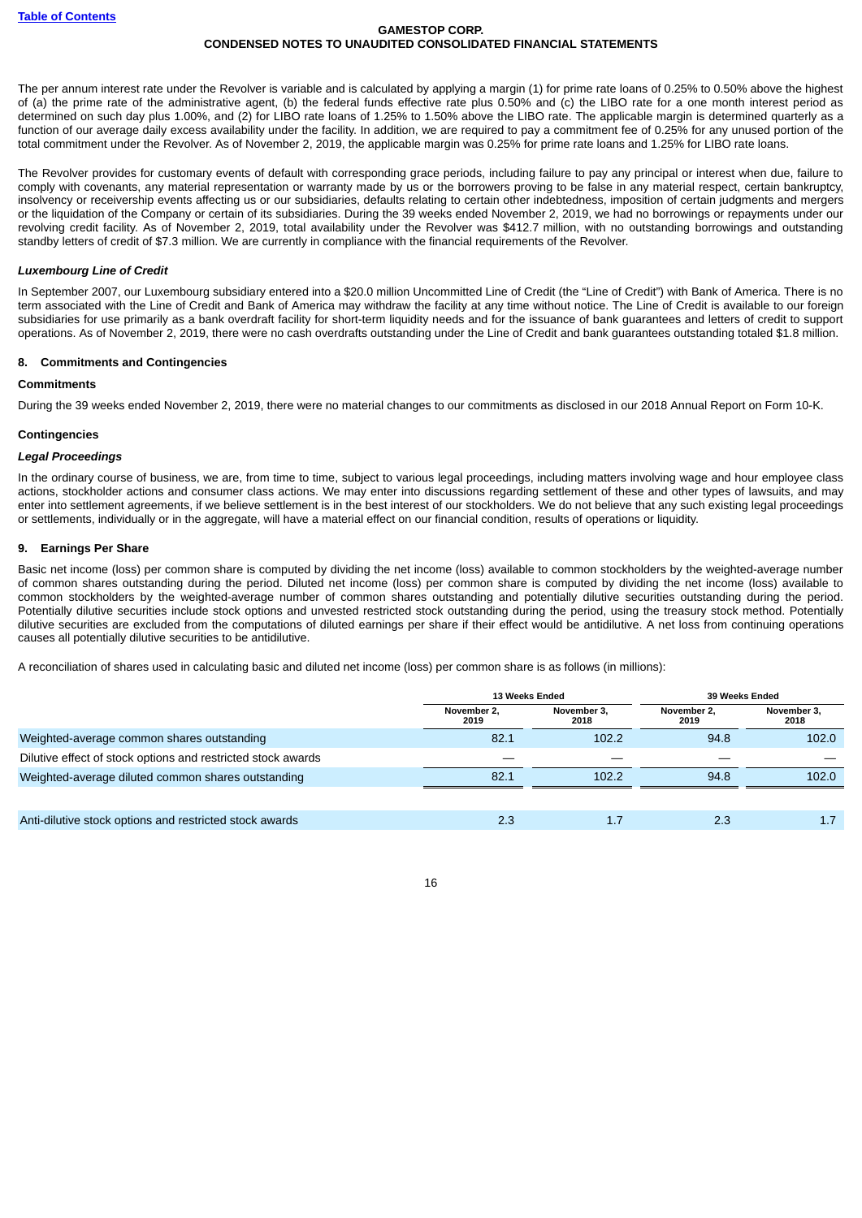The per annum interest rate under the Revolver is variable and is calculated by applying a margin (1) for prime rate loans of 0.25% to 0.50% above the highest of (a) the prime rate of the administrative agent, (b) the federal funds effective rate plus 0.50% and (c) the LIBO rate for a one month interest period as determined on such day plus 1.00%, and (2) for LIBO rate loans of 1.25% to 1.50% above the LIBO rate. The applicable margin is determined quarterly as a function of our average daily excess availability under the facility. In addition, we are required to pay a commitment fee of 0.25% for any unused portion of the total commitment under the Revolver. As of November 2, 2019, the applicable margin was 0.25% for prime rate loans and 1.25% for LIBO rate loans.

The Revolver provides for customary events of default with corresponding grace periods, including failure to pay any principal or interest when due, failure to comply with covenants, any material representation or warranty made by us or the borrowers proving to be false in any material respect, certain bankruptcy, insolvency or receivership events affecting us or our subsidiaries, defaults relating to certain other indebtedness, imposition of certain judgments and mergers or the liquidation of the Company or certain of its subsidiaries. During the 39 weeks ended November 2, 2019, we had no borrowings or repayments under our revolving credit facility. As of November 2, 2019, total availability under the Revolver was $412.7 million, with no outstanding borrowings and outstanding standby letters of credit of $7.3 million. We are currently in compliance with the financial requirements of the Revolver.

***Luxembourg Line of Credit***

In September 2007, our Luxembourg subsidiary entered into a $20.0 million Uncommitted Line of Credit (the "Line of Credit") with Bank of America. There is no term associated with the Line of Credit and Bank of America may withdraw the facility at any time without notice. The Line of Credit is available to our foreign subsidiaries for use primarily as a bank overdraft facility for short-term liquidity needs and for the issuance of bank guarantees and letters of credit to support operations. As of November 2, 2019, there were no cash overdrafts outstanding under the Line of Credit and bank guarantees outstanding totaled $1.8 million.

## 8. Commitments and Contingencies

**Commitments**

During the 39 weeks ended November 2, 2019, there were no material changes to our commitments as disclosed in our 2018 Annual Report on Form 10-K.

**Contingencies**

***Legal Proceedings***

In the ordinary course of business, we are, from time to time, subject to various legal proceedings, including matters involving wage and hour employee class actions, stockholder actions and consumer class actions. We may enter into discussions regarding settlement of these and other types of lawsuits, and may enter into settlement agreements, if we believe settlement is in the best interest of our stockholders. We do not believe that any such existing legal proceedings or settlements, individually or in the aggregate, will have a material effect on our financial condition, results of operations or liquidity.

## 9. Earnings Per Share

Basic net income (loss) per common share is computed by dividing the net income (loss) available to common stockholders by the weighted-average number of common shares outstanding during the period. Diluted net income (loss) per common share is computed by dividing the net income (loss) available to common stockholders by the weighted-average number of common shares outstanding and potentially dilutive securities outstanding during the period. Potentially dilutive securities include stock options and unvested restricted stock outstanding during the period, using the treasury stock method. Potentially dilutive securities are excluded from the computations of diluted earnings per share if their effect would be antidilutive. A net loss from continuing operations causes all potentially dilutive securities to be antidilutive.

A reconciliation of shares used in calculating basic and diluted net income (loss) per common share is as follows (in millions):

| | 13 Weeks Ended | | 39 Weeks Ended | |
|---|---|---|---|---|
| | November 2, 2019 | November 3, 2018 | November 2, 2019 | November 3, 2018 |
| Weighted-average common shares outstanding | 82.1 | 102.2 | 94.8 | 102.0 |
| Dilutive effect of stock options and restricted stock awards | — | — | — | — |
| Weighted-average diluted common shares outstanding | 82.1 | 102.2 | 94.8 | 102.0 |
| Anti-dilutive stock options and restricted stock awards | 2.3 | 1.7 | 2.3 | 1.7 |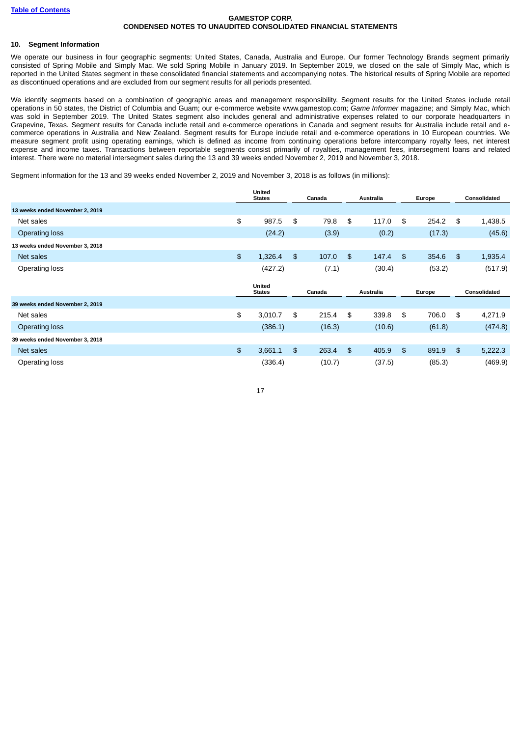**GAMESTOP CORP.**
**CONDENSED NOTES TO UNAUDITED CONSOLIDATED FINANCIAL STATEMENTS**

## 10. Segment Information

We operate our business in four geographic segments: United States, Canada, Australia and Europe. Our former Technology Brands segment primarily consisted of Spring Mobile and Simply Mac. We sold Spring Mobile in January 2019. In September 2019, we closed on the sale of Simply Mac, which is reported in the United States segment in these consolidated financial statements and accompanying notes. The historical results of Spring Mobile are reported as discontinued operations and are excluded from our segment results for all periods presented.

We identify segments based on a combination of geographic areas and management responsibility. Segment results for the United States include retail operations in 50 states, the District of Columbia and Guam; our e-commerce website www.gamestop.com; *Game Informer* magazine; and Simply Mac, which was sold in September 2019. The United States segment also includes general and administrative expenses related to our corporate headquarters in Grapevine, Texas. Segment results for Canada include retail and e-commerce operations in Canada and segment results for Australia include retail and e-commerce operations in Australia and New Zealand. Segment results for Europe include retail and e-commerce operations in 10 European countries. We measure segment profit using operating earnings, which is defined as income from continuing operations before intercompany royalty fees, net interest expense and income taxes. Transactions between reportable segments consist primarily of royalties, management fees, intersegment loans and related interest. There were no material intersegment sales during the 13 and 39 weeks ended November 2, 2019 and November 3, 2018.

Segment information for the 13 and 39 weeks ended November 2, 2019 and November 3, 2018 is as follows (in millions):

| | United States | Canada | Australia | Europe | Consolidated |
|---|---|---|---|---|---|
| **13 weeks ended November 2, 2019** | | | | | |
| Net sales | $ 987.5 | $ 79.8 | $ 117.0 | $ 254.2 | $ 1,438.5 |
| Operating loss | (24.2) | (3.9) | (0.2) | (17.3) | (45.6) |
| **13 weeks ended November 3, 2018** | | | | | |
| Net sales | $ 1,326.4 | $ 107.0 | $ 147.4 | $ 354.6 | $ 1,935.4 |
| Operating loss | (427.2) | (7.1) | (30.4) | (53.2) | (517.9) |

| | United States | Canada | Australia | Europe | Consolidated |
|---|---|---|---|---|---|
| **39 weeks ended November 2, 2019** | | | | | |
| Net sales | $ 3,010.7 | $ 215.4 | $ 339.8 | $ 706.0 | $ 4,271.9 |
| Operating loss | (386.1) | (16.3) | (10.6) | (61.8) | (474.8) |
| **39 weeks ended November 3, 2018** | | | | | |
| Net sales | $ 3,661.1 | $ 263.4 | $ 405.9 | $ 891.9 | $ 5,222.3 |
| Operating loss | (336.4) | (10.7) | (37.5) | (85.3) | (469.9) |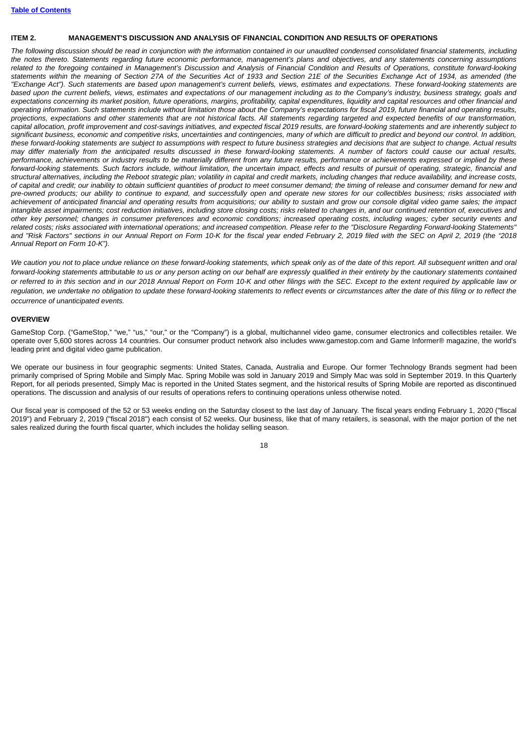## ITEM 2. MANAGEMENT'S DISCUSSION AND ANALYSIS OF FINANCIAL CONDITION AND RESULTS OF OPERATIONS

*The following discussion should be read in conjunction with the information contained in our unaudited condensed consolidated financial statements, including the notes thereto. Statements regarding future economic performance, management's plans and objectives, and any statements concerning assumptions related to the foregoing contained in Management's Discussion and Analysis of Financial Condition and Results of Operations, constitute forward-looking statements within the meaning of Section 27A of the Securities Act of 1933 and Section 21E of the Securities Exchange Act of 1934, as amended (the "Exchange Act"). Such statements are based upon management's current beliefs, views, estimates and expectations. These forward-looking statements are based upon the current beliefs, views, estimates and expectations of our management including as to the Company's industry, business strategy, goals and expectations concerning its market position, future operations, margins, profitability, capital expenditures, liquidity and capital resources and other financial and operating information. Such statements include without limitation those about the Company's expectations for fiscal 2019, future financial and operating results, projections, expectations and other statements that are not historical facts. All statements regarding targeted and expected benefits of our transformation, capital allocation, profit improvement and cost-savings initiatives, and expected fiscal 2019 results, are forward-looking statements and are inherently subject to significant business, economic and competitive risks, uncertainties and contingencies, many of which are difficult to predict and beyond our control. In addition, these forward-looking statements are subject to assumptions with respect to future business strategies and decisions that are subject to change. Actual results may differ materially from the anticipated results discussed in these forward-looking statements. A number of factors could cause our actual results, performance, achievements or industry results to be materially different from any future results, performance or achievements expressed or implied by these forward-looking statements. Such factors include, without limitation, the uncertain impact, effects and results of pursuit of operating, strategic, financial and structural alternatives, including the Reboot strategic plan; volatility in capital and credit markets, including changes that reduce availability, and increase costs, of capital and credit; our inability to obtain sufficient quantities of product to meet consumer demand; the timing of release and consumer demand for new and pre-owned products; our ability to continue to expand, and successfully open and operate new stores for our collectibles business; risks associated with achievement of anticipated financial and operating results from acquisitions; our ability to sustain and grow our console digital video game sales; the impact intangible asset impairments; cost reduction initiatives, including store closing costs; risks related to changes in, and our continued retention of, executives and other key personnel; changes in consumer preferences and economic conditions; increased operating costs, including wages; cyber security events and related costs; risks associated with international operations; and increased competition. Please refer to the "Disclosure Regarding Forward-looking Statements" and "Risk Factors" sections in our Annual Report on Form 10-K for the fiscal year ended February 2, 2019 filed with the SEC on April 2, 2019 (the "2018 Annual Report on Form 10-K").*

*We caution you not to place undue reliance on these forward-looking statements, which speak only as of the date of this report. All subsequent written and oral forward-looking statements attributable to us or any person acting on our behalf are expressly qualified in their entirety by the cautionary statements contained or referred to in this section and in our 2018 Annual Report on Form 10-K and other filings with the SEC. Except to the extent required by applicable law or regulation, we undertake no obligation to update these forward-looking statements to reflect events or circumstances after the date of this filing or to reflect the occurrence of unanticipated events.*

### OVERVIEW

GameStop Corp. ("GameStop," "we," "us," "our," or the "Company") is a global, multichannel video game, consumer electronics and collectibles retailer. We operate over 5,600 stores across 14 countries. Our consumer product network also includes www.gamestop.com and Game Informer® magazine, the world's leading print and digital video game publication.

We operate our business in four geographic segments: United States, Canada, Australia and Europe. Our former Technology Brands segment had been primarily comprised of Spring Mobile and Simply Mac. Spring Mobile was sold in January 2019 and Simply Mac was sold in September 2019. In this Quarterly Report, for all periods presented, Simply Mac is reported in the United States segment, and the historical results of Spring Mobile are reported as discontinued operations. The discussion and analysis of our results of operations refers to continuing operations unless otherwise noted.

Our fiscal year is composed of the 52 or 53 weeks ending on the Saturday closest to the last day of January. The fiscal years ending February 1, 2020 ("fiscal 2019") and February 2, 2019 ("fiscal 2018") each consist of 52 weeks. Our business, like that of many retailers, is seasonal, with the major portion of the net sales realized during the fourth fiscal quarter, which includes the holiday selling season.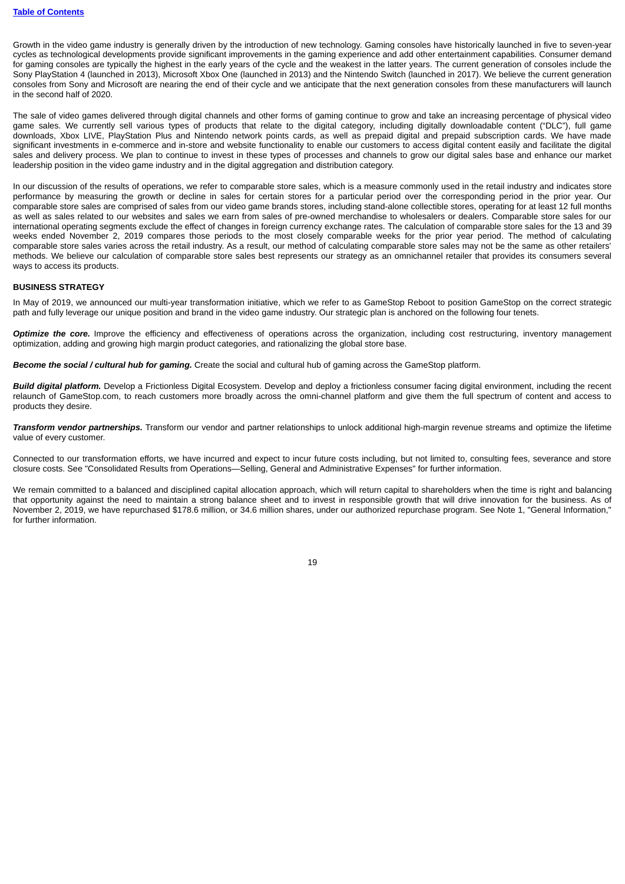Growth in the video game industry is generally driven by the introduction of new technology. Gaming consoles have historically launched in five to seven-year cycles as technological developments provide significant improvements in the gaming experience and add other entertainment capabilities. Consumer demand for gaming consoles are typically the highest in the early years of the cycle and the weakest in the latter years. The current generation of consoles include the Sony PlayStation 4 (launched in 2013), Microsoft Xbox One (launched in 2013) and the Nintendo Switch (launched in 2017). We believe the current generation consoles from Sony and Microsoft are nearing the end of their cycle and we anticipate that the next generation consoles from these manufacturers will launch in the second half of 2020.

The sale of video games delivered through digital channels and other forms of gaming continue to grow and take an increasing percentage of physical video game sales. We currently sell various types of products that relate to the digital category, including digitally downloadable content ("DLC"), full game downloads, Xbox LIVE, PlayStation Plus and Nintendo network points cards, as well as prepaid digital and prepaid subscription cards. We have made significant investments in e-commerce and in-store and website functionality to enable our customers to access digital content easily and facilitate the digital sales and delivery process. We plan to continue to invest in these types of processes and channels to grow our digital sales base and enhance our market leadership position in the video game industry and in the digital aggregation and distribution category.

In our discussion of the results of operations, we refer to comparable store sales, which is a measure commonly used in the retail industry and indicates store performance by measuring the growth or decline in sales for certain stores for a particular period over the corresponding period in the prior year. Our comparable store sales are comprised of sales from our video game brands stores, including stand-alone collectible stores, operating for at least 12 full months as well as sales related to our websites and sales we earn from sales of pre-owned merchandise to wholesalers or dealers. Comparable store sales for our international operating segments exclude the effect of changes in foreign currency exchange rates. The calculation of comparable store sales for the 13 and 39 weeks ended November 2, 2019 compares those periods to the most closely comparable weeks for the prior year period. The method of calculating comparable store sales varies across the retail industry. As a result, our method of calculating comparable store sales may not be the same as other retailers' methods. We believe our calculation of comparable store sales best represents our strategy as an omnichannel retailer that provides its consumers several ways to access its products.

## BUSINESS STRATEGY

In May of 2019, we announced our multi-year transformation initiative, which we refer to as GameStop Reboot to position GameStop on the correct strategic path and fully leverage our unique position and brand in the video game industry. Our strategic plan is anchored on the following four tenets.

***Optimize the core.*** Improve the efficiency and effectiveness of operations across the organization, including cost restructuring, inventory management optimization, adding and growing high margin product categories, and rationalizing the global store base.

***Become the social / cultural hub for gaming.*** Create the social and cultural hub of gaming across the GameStop platform.

***Build digital platform.*** Develop a Frictionless Digital Ecosystem. Develop and deploy a frictionless consumer facing digital environment, including the recent relaunch of GameStop.com, to reach customers more broadly across the omni-channel platform and give them the full spectrum of content and access to products they desire.

***Transform vendor partnerships.*** Transform our vendor and partner relationships to unlock additional high-margin revenue streams and optimize the lifetime value of every customer.

Connected to our transformation efforts, we have incurred and expect to incur future costs including, but not limited to, consulting fees, severance and store closure costs. See "Consolidated Results from Operations—Selling, General and Administrative Expenses" for further information.

We remain committed to a balanced and disciplined capital allocation approach, which will return capital to shareholders when the time is right and balancing that opportunity against the need to maintain a strong balance sheet and to invest in responsible growth that will drive innovation for the business. As of November 2, 2019, we have repurchased $178.6 million, or 34.6 million shares, under our authorized repurchase program. See Note 1, "General Information," for further information.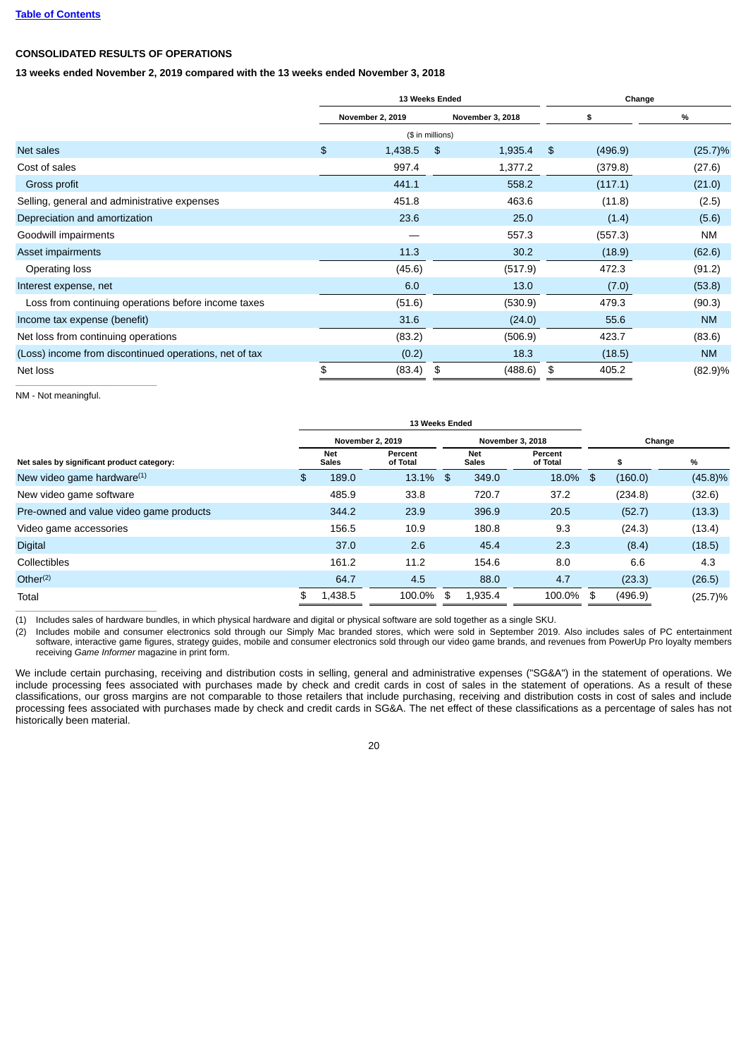[Table of Contents](#)

**CONSOLIDATED RESULTS OF OPERATIONS**

**13 weeks ended November 2, 2019 compared with the 13 weeks ended November 3, 2018**

| | 13 Weeks Ended | | Change | |
|---|---|---|---|---|
| | November 2, 2019 | November 3, 2018 | $ | % |
| | ($ in millions) | | | |
| Net sales | $ 1,438.5 | $ 1,935.4 | $ (496.9) | (25.7)% |
| Cost of sales | 997.4 | 1,377.2 | (379.8) | (27.6) |
| Gross profit | 441.1 | 558.2 | (117.1) | (21.0) |
| Selling, general and administrative expenses | 451.8 | 463.6 | (11.8) | (2.5) |
| Depreciation and amortization | 23.6 | 25.0 | (1.4) | (5.6) |
| Goodwill impairments | — | 557.3 | (557.3) | NM |
| Asset impairments | 11.3 | 30.2 | (18.9) | (62.6) |
| Operating loss | (45.6) | (517.9) | 472.3 | (91.2) |
| Interest expense, net | 6.0 | 13.0 | (7.0) | (53.8) |
| Loss from continuing operations before income taxes | (51.6) | (530.9) | 479.3 | (90.3) |
| Income tax expense (benefit) | 31.6 | (24.0) | 55.6 | NM |
| Net loss from continuing operations | (83.2) | (506.9) | 423.7 | (83.6) |
| (Loss) income from discontinued operations, net of tax | (0.2) | 18.3 | (18.5) | NM |
| Net loss | $ (83.4) | $ (488.6) | $ 405.2 | (82.9)% |

NM - Not meaningful.

| | 13 Weeks Ended | | | | Change | |
|---|---|---|---|---|---|---|
| | November 2, 2019 | | November 3, 2018 | | | |
| Net sales by significant product category: | Net Sales | Percent of Total | Net Sales | Percent of Total | $ | % |
| New video game hardware[(1)] | $ 189.0 | 13.1% | $ 349.0 | 18.0% | $ (160.0) | (45.8)% |
| New video game software | 485.9 | 33.8 | 720.7 | 37.2 | (234.8) | (32.6) |
| Pre-owned and value video game products | 344.2 | 23.9 | 396.9 | 20.5 | (52.7) | (13.3) |
| Video game accessories | 156.5 | 10.9 | 180.8 | 9.3 | (24.3) | (13.4) |
| Digital | 37.0 | 2.6 | 45.4 | 2.3 | (8.4) | (18.5) |
| Collectibles | 161.2 | 11.2 | 154.6 | 8.0 | 6.6 | 4.3 |
| Other[(2)] | 64.7 | 4.5 | 88.0 | 4.7 | (23.3) | (26.5) |
| Total | $ 1,438.5 | 100.0% | $ 1,935.4 | 100.0% | $ (496.9) | (25.7)% |

(1) Includes sales of hardware bundles, in which physical hardware and digital or physical software are sold together as a single SKU.

(2) Includes mobile and consumer electronics sold through our Simply Mac branded stores, which were sold in September 2019. Also includes sales of PC entertainment software, interactive game figures, strategy guides, mobile and consumer electronics sold through our video game brands, and revenues from PowerUp Pro loyalty members receiving *Game Informer* magazine in print form.

We include certain purchasing, receiving and distribution costs in selling, general and administrative expenses ("SG&A") in the statement of operations. We include processing fees associated with purchases made by check and credit cards in cost of sales in the statement of operations. As a result of these classifications, our gross margins are not comparable to those retailers that include purchasing, receiving and distribution costs in cost of sales and include processing fees associated with purchases made by check and credit cards in SG&A. The net effect of these classifications as a percentage of sales has not historically been material.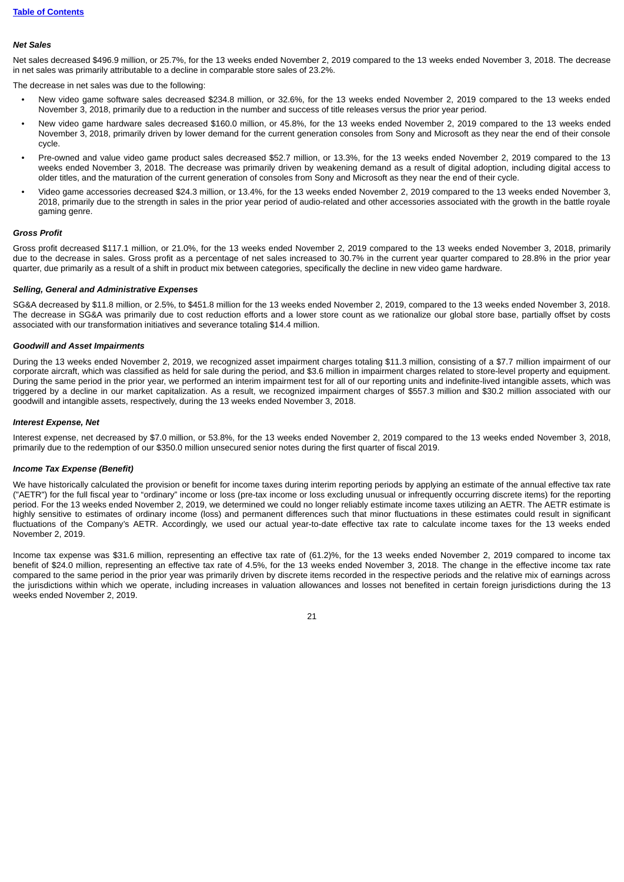### *Net Sales*

Net sales decreased $496.9 million, or 25.7%, for the 13 weeks ended November 2, 2019 compared to the 13 weeks ended November 3, 2018. The decrease in net sales was primarily attributable to a decline in comparable store sales of 23.2%.

The decrease in net sales was due to the following:

- New video game software sales decreased $234.8 million, or 32.6%, for the 13 weeks ended November 2, 2019 compared to the 13 weeks ended November 3, 2018, primarily due to a reduction in the number and success of title releases versus the prior year period.
- New video game hardware sales decreased $160.0 million, or 45.8%, for the 13 weeks ended November 2, 2019 compared to the 13 weeks ended November 3, 2018, primarily driven by lower demand for the current generation consoles from Sony and Microsoft as they near the end of their console cycle.
- Pre-owned and value video game product sales decreased $52.7 million, or 13.3%, for the 13 weeks ended November 2, 2019 compared to the 13 weeks ended November 3, 2018. The decrease was primarily driven by weakening demand as a result of digital adoption, including digital access to older titles, and the maturation of the current generation of consoles from Sony and Microsoft as they near the end of their cycle.
- Video game accessories decreased $24.3 million, or 13.4%, for the 13 weeks ended November 2, 2019 compared to the 13 weeks ended November 3, 2018, primarily due to the strength in sales in the prior year period of audio-related and other accessories associated with the growth in the battle royale gaming genre.

### *Gross Profit*

Gross profit decreased $117.1 million, or 21.0%, for the 13 weeks ended November 2, 2019 compared to the 13 weeks ended November 3, 2018, primarily due to the decrease in sales. Gross profit as a percentage of net sales increased to 30.7% in the current year quarter compared to 28.8% in the prior year quarter, due primarily as a result of a shift in product mix between categories, specifically the decline in new video game hardware.

### *Selling, General and Administrative Expenses*

SG&A decreased by $11.8 million, or 2.5%, to $451.8 million for the 13 weeks ended November 2, 2019, compared to the 13 weeks ended November 3, 2018. The decrease in SG&A was primarily due to cost reduction efforts and a lower store count as we rationalize our global store base, partially offset by costs associated with our transformation initiatives and severance totaling $14.4 million.

### *Goodwill and Asset Impairments*

During the 13 weeks ended November 2, 2019, we recognized asset impairment charges totaling $11.3 million, consisting of a $7.7 million impairment of our corporate aircraft, which was classified as held for sale during the period, and $3.6 million in impairment charges related to store-level property and equipment. During the same period in the prior year, we performed an interim impairment test for all of our reporting units and indefinite-lived intangible assets, which was triggered by a decline in our market capitalization. As a result, we recognized impairment charges of $557.3 million and $30.2 million associated with our goodwill and intangible assets, respectively, during the 13 weeks ended November 3, 2018.

### *Interest Expense, Net*

Interest expense, net decreased by $7.0 million, or 53.8%, for the 13 weeks ended November 2, 2019 compared to the 13 weeks ended November 3, 2018, primarily due to the redemption of our $350.0 million unsecured senior notes during the first quarter of fiscal 2019.

### *Income Tax Expense (Benefit)*

We have historically calculated the provision or benefit for income taxes during interim reporting periods by applying an estimate of the annual effective tax rate ("AETR") for the full fiscal year to "ordinary" income or loss (pre-tax income or loss excluding unusual or infrequently occurring discrete items) for the reporting period. For the 13 weeks ended November 2, 2019, we determined we could no longer reliably estimate income taxes utilizing an AETR. The AETR estimate is highly sensitive to estimates of ordinary income (loss) and permanent differences such that minor fluctuations in these estimates could result in significant fluctuations of the Company's AETR. Accordingly, we used our actual year-to-date effective tax rate to calculate income taxes for the 13 weeks ended November 2, 2019.

Income tax expense was $31.6 million, representing an effective tax rate of (61.2)%, for the 13 weeks ended November 2, 2019 compared to income tax benefit of $24.0 million, representing an effective tax rate of 4.5%, for the 13 weeks ended November 3, 2018. The change in the effective income tax rate compared to the same period in the prior year was primarily driven by discrete items recorded in the respective periods and the relative mix of earnings across the jurisdictions within which we operate, including increases in valuation allowances and losses not benefited in certain foreign jurisdictions during the 13 weeks ended November 2, 2019.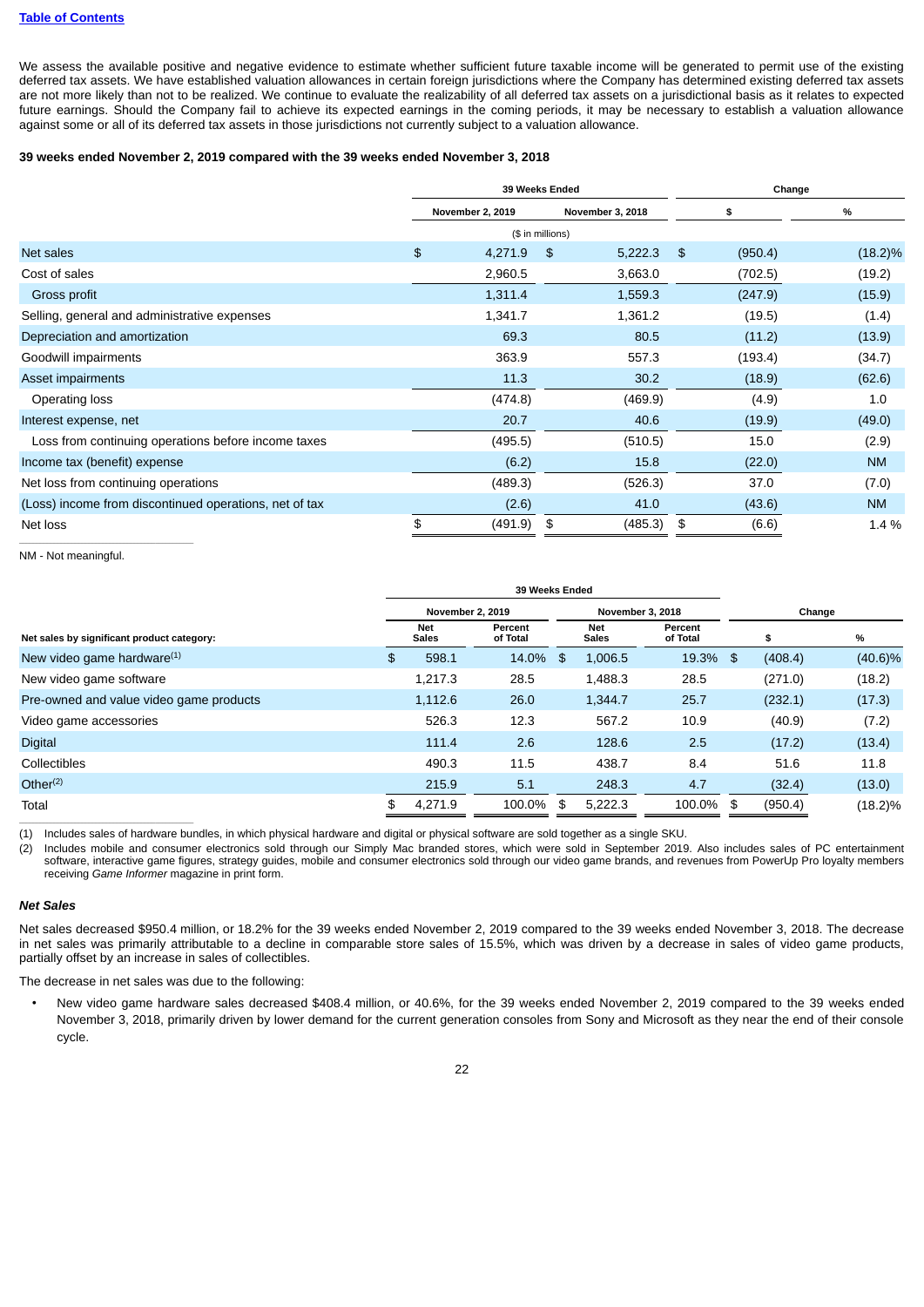[Table of Contents](#)

We assess the available positive and negative evidence to estimate whether sufficient future taxable income will be generated to permit use of the existing deferred tax assets. We have established valuation allowances in certain foreign jurisdictions where the Company has determined existing deferred tax assets are not more likely than not to be realized. We continue to evaluate the realizability of all deferred tax assets on a jurisdictional basis as it relates to expected future earnings. Should the Company fail to achieve its expected earnings in the coming periods, it may be necessary to establish a valuation allowance against some or all of its deferred tax assets in those jurisdictions not currently subject to a valuation allowance.

**39 weeks ended November 2, 2019 compared with the 39 weeks ended November 3, 2018**

| | 39 Weeks Ended | | Change | |
|---|---|---|---|---|
| | November 2, 2019 | November 3, 2018 | $ | % |
| | ($ in millions) | | | |
| Net sales | $ 4,271.9 | $ 5,222.3 | $ (950.4) | (18.2)% |
| Cost of sales | 2,960.5 | 3,663.0 | (702.5) | (19.2) |
| Gross profit | 1,311.4 | 1,559.3 | (247.9) | (15.9) |
| Selling, general and administrative expenses | 1,341.7 | 1,361.2 | (19.5) | (1.4) |
| Depreciation and amortization | 69.3 | 80.5 | (11.2) | (13.9) |
| Goodwill impairments | 363.9 | 557.3 | (193.4) | (34.7) |
| Asset impairments | 11.3 | 30.2 | (18.9) | (62.6) |
| Operating loss | (474.8) | (469.9) | (4.9) | 1.0 |
| Interest expense, net | 20.7 | 40.6 | (19.9) | (49.0) |
| Loss from continuing operations before income taxes | (495.5) | (510.5) | 15.0 | (2.9) |
| Income tax (benefit) expense | (6.2) | 15.8 | (22.0) | NM |
| Net loss from continuing operations | (489.3) | (526.3) | 37.0 | (7.0) |
| (Loss) income from discontinued operations, net of tax | (2.6) | 41.0 | (43.6) | NM |
| Net loss | $ (491.9) | $ (485.3) | $ (6.6) | 1.4 % |

NM - Not meaningful.

| | 39 Weeks Ended | | | | Change | |
|---|---|---|---|---|---|---|
| | November 2, 2019 | | November 3, 2018 | | | |
| Net sales by significant product category: | Net Sales | Percent of Total | Net Sales | Percent of Total | $ | % |
| New video game hardware[(1)] | $ 598.1 | 14.0% | $ 1,006.5 | 19.3% | $ (408.4) | (40.6)% |
| New video game software | 1,217.3 | 28.5 | 1,488.3 | 28.5 | (271.0) | (18.2) |
| Pre-owned and value video game products | 1,112.6 | 26.0 | 1,344.7 | 25.7 | (232.1) | (17.3) |
| Video game accessories | 526.3 | 12.3 | 567.2 | 10.9 | (40.9) | (7.2) |
| Digital | 111.4 | 2.6 | 128.6 | 2.5 | (17.2) | (13.4) |
| Collectibles | 490.3 | 11.5 | 438.7 | 8.4 | 51.6 | 11.8 |
| Other[(2)] | 215.9 | 5.1 | 248.3 | 4.7 | (32.4) | (13.0) |
| Total | $ 4,271.9 | 100.0% | $ 5,222.3 | 100.0% | $ (950.4) | (18.2)% |

(1) Includes sales of hardware bundles, in which physical hardware and digital or physical software are sold together as a single SKU.

(2) Includes mobile and consumer electronics sold through our Simply Mac branded stores, which were sold in September 2019. Also includes sales of PC entertainment software, interactive game figures, strategy guides, mobile and consumer electronics sold through our video game brands, and revenues from PowerUp Pro loyalty members receiving *Game Informer* magazine in print form.

***Net Sales***

Net sales decreased $950.4 million, or 18.2% for the 39 weeks ended November 2, 2019 compared to the 39 weeks ended November 3, 2018. The decrease in net sales was primarily attributable to a decline in comparable store sales of 15.5%, which was driven by a decrease in sales of video game products, partially offset by an increase in sales of collectibles.

The decrease in net sales was due to the following:

- New video game hardware sales decreased $408.4 million, or 40.6%, for the 39 weeks ended November 2, 2019 compared to the 39 weeks ended November 3, 2018, primarily driven by lower demand for the current generation consoles from Sony and Microsoft as they near the end of their console cycle.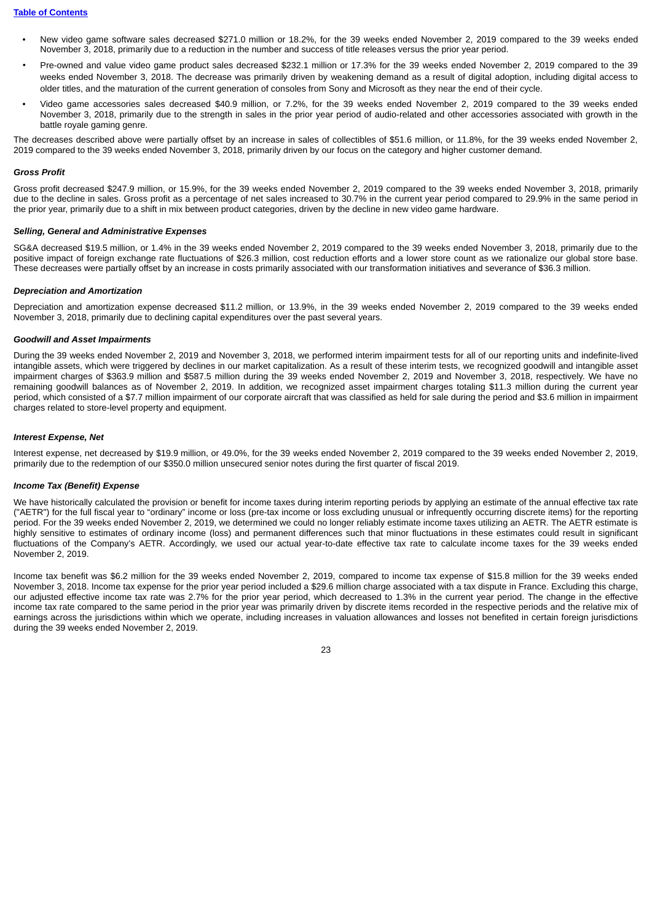- New video game software sales decreased $271.0 million or 18.2%, for the 39 weeks ended November 2, 2019 compared to the 39 weeks ended November 3, 2018, primarily due to a reduction in the number and success of title releases versus the prior year period.
- Pre-owned and value video game product sales decreased $232.1 million or 17.3% for the 39 weeks ended November 2, 2019 compared to the 39 weeks ended November 3, 2018. The decrease was primarily driven by weakening demand as a result of digital adoption, including digital access to older titles, and the maturation of the current generation of consoles from Sony and Microsoft as they near the end of their cycle.
- Video game accessories sales decreased $40.9 million, or 7.2%, for the 39 weeks ended November 2, 2019 compared to the 39 weeks ended November 3, 2018, primarily due to the strength in sales in the prior year period of audio-related and other accessories associated with growth in the battle royale gaming genre.

The decreases described above were partially offset by an increase in sales of collectibles of $51.6 million, or 11.8%, for the 39 weeks ended November 2, 2019 compared to the 39 weeks ended November 3, 2018, primarily driven by our focus on the category and higher customer demand.

***Gross Profit***

Gross profit decreased $247.9 million, or 15.9%, for the 39 weeks ended November 2, 2019 compared to the 39 weeks ended November 3, 2018, primarily due to the decline in sales. Gross profit as a percentage of net sales increased to 30.7% in the current year period compared to 29.9% in the same period in the prior year, primarily due to a shift in mix between product categories, driven by the decline in new video game hardware.

***Selling, General and Administrative Expenses***

SG&A decreased $19.5 million, or 1.4% in the 39 weeks ended November 2, 2019 compared to the 39 weeks ended November 3, 2018, primarily due to the positive impact of foreign exchange rate fluctuations of $26.3 million, cost reduction efforts and a lower store count as we rationalize our global store base. These decreases were partially offset by an increase in costs primarily associated with our transformation initiatives and severance of $36.3 million.

***Depreciation and Amortization***

Depreciation and amortization expense decreased $11.2 million, or 13.9%, in the 39 weeks ended November 2, 2019 compared to the 39 weeks ended November 3, 2018, primarily due to declining capital expenditures over the past several years.

***Goodwill and Asset Impairments***

During the 39 weeks ended November 2, 2019 and November 3, 2018, we performed interim impairment tests for all of our reporting units and indefinite-lived intangible assets, which were triggered by declines in our market capitalization. As a result of these interim tests, we recognized goodwill and intangible asset impairment charges of $363.9 million and $587.5 million during the 39 weeks ended November 2, 2019 and November 3, 2018, respectively. We have no remaining goodwill balances as of November 2, 2019. In addition, we recognized asset impairment charges totaling $11.3 million during the current year period, which consisted of a $7.7 million impairment of our corporate aircraft that was classified as held for sale during the period and $3.6 million in impairment charges related to store-level property and equipment.

***Interest Expense, Net***

Interest expense, net decreased by $19.9 million, or 49.0%, for the 39 weeks ended November 2, 2019 compared to the 39 weeks ended November 2, 2019, primarily due to the redemption of our $350.0 million unsecured senior notes during the first quarter of fiscal 2019.

***Income Tax (Benefit) Expense***

We have historically calculated the provision or benefit for income taxes during interim reporting periods by applying an estimate of the annual effective tax rate ("AETR") for the full fiscal year to "ordinary" income or loss (pre-tax income or loss excluding unusual or infrequently occurring discrete items) for the reporting period. For the 39 weeks ended November 2, 2019, we determined we could no longer reliably estimate income taxes utilizing an AETR. The AETR estimate is highly sensitive to estimates of ordinary income (loss) and permanent differences such that minor fluctuations in these estimates could result in significant fluctuations of the Company's AETR. Accordingly, we used our actual year-to-date effective tax rate to calculate income taxes for the 39 weeks ended November 2, 2019.

Income tax benefit was $6.2 million for the 39 weeks ended November 2, 2019, compared to income tax expense of $15.8 million for the 39 weeks ended November 3, 2018. Income tax expense for the prior year period included a $29.6 million charge associated with a tax dispute in France. Excluding this charge, our adjusted effective income tax rate was 2.7% for the prior year period, which decreased to 1.3% in the current year period. The change in the effective income tax rate compared to the same period in the prior year was primarily driven by discrete items recorded in the respective periods and the relative mix of earnings across the jurisdictions within which we operate, including increases in valuation allowances and losses not benefited in certain foreign jurisdictions during the 39 weeks ended November 2, 2019.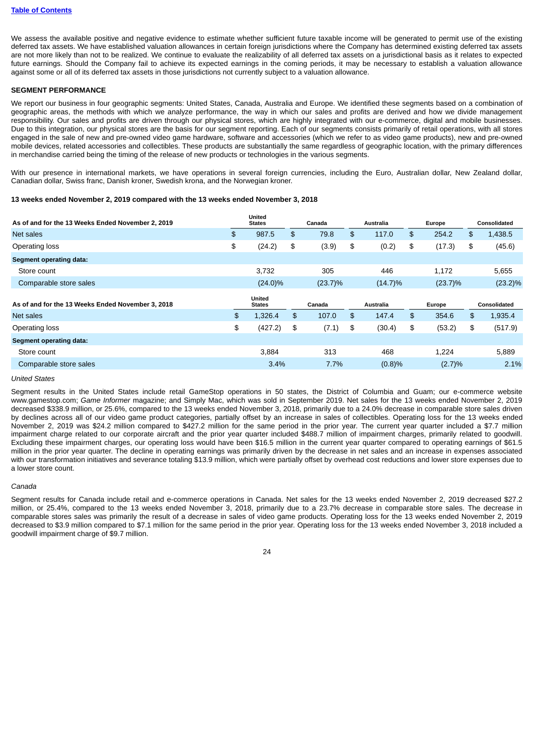We assess the available positive and negative evidence to estimate whether sufficient future taxable income will be generated to permit use of the existing deferred tax assets. We have established valuation allowances in certain foreign jurisdictions where the Company has determined existing deferred tax assets are not more likely than not to be realized. We continue to evaluate the realizability of all deferred tax assets on a jurisdictional basis as it relates to expected future earnings. Should the Company fail to achieve its expected earnings in the coming periods, it may be necessary to establish a valuation allowance against some or all of its deferred tax assets in those jurisdictions not currently subject to a valuation allowance.

## SEGMENT PERFORMANCE

We report our business in four geographic segments: United States, Canada, Australia and Europe. We identified these segments based on a combination of geographic areas, the methods with which we analyze performance, the way in which our sales and profits are derived and how we divide management responsibility. Our sales and profits are driven through our physical stores, which are highly integrated with our e-commerce, digital and mobile businesses. Due to this integration, our physical stores are the basis for our segment reporting. Each of our segments consists primarily of retail operations, with all stores engaged in the sale of new and pre-owned video game hardware, software and accessories (which we refer to as video game products), new and pre-owned mobile devices, related accessories and collectibles. These products are substantially the same regardless of geographic location, with the primary differences in merchandise carried being the timing of the release of new products or technologies in the various segments.

With our presence in international markets, we have operations in several foreign currencies, including the Euro, Australian dollar, New Zealand dollar, Canadian dollar, Swiss franc, Danish kroner, Swedish krona, and the Norwegian kroner.

### 13 weeks ended November 2, 2019 compared with the 13 weeks ended November 3, 2018

| As of and for the 13 Weeks Ended November 2, 2019 | United States | Canada | Australia | Europe | Consolidated |
|---|---|---|---|---|---|
| Net sales | $ 987.5 | $ 79.8 | $ 117.0 | $ 254.2 | $ 1,438.5 |
| Operating loss | $ (24.2) | $ (3.9) | $ (0.2) | $ (17.3) | $ (45.6) |
| **Segment operating data:** | | | | | |
| Store count | 3,732 | 305 | 446 | 1,172 | 5,655 |
| Comparable store sales | (24.0)% | (23.7)% | (14.7)% | (23.7)% | (23.2)% |

| As of and for the 13 Weeks Ended November 3, 2018 | United States | Canada | Australia | Europe | Consolidated |
|---|---|---|---|---|---|
| Net sales | $ 1,326.4 | $ 107.0 | $ 147.4 | $ 354.6 | $ 1,935.4 |
| Operating loss | $ (427.2) | $ (7.1) | $ (30.4) | $ (53.2) | $ (517.9) |
| **Segment operating data:** | | | | | |
| Store count | 3,884 | 313 | 468 | 1,224 | 5,889 |
| Comparable store sales | 3.4% | 7.7% | (0.8)% | (2.7)% | 2.1% |

*United States*

Segment results in the United States include retail GameStop operations in 50 states, the District of Columbia and Guam; our e-commerce website www.gamestop.com; *Game Informer* magazine; and Simply Mac, which was sold in September 2019. Net sales for the 13 weeks ended November 2, 2019 decreased $338.9 million, or 25.6%, compared to the 13 weeks ended November 3, 2018, primarily due to a 24.0% decrease in comparable store sales driven by declines across all of our video game product categories, partially offset by an increase in sales of collectibles. Operating loss for the 13 weeks ended November 2, 2019 was $24.2 million compared to $427.2 million for the same period in the prior year. The current year quarter included a $7.7 million impairment charge related to our corporate aircraft and the prior year quarter included $488.7 million of impairment charges, primarily related to goodwill. Excluding these impairment charges, our operating loss would have been $16.5 million in the current year quarter compared to operating earnings of $61.5 million in the prior year quarter. The decline in operating earnings was primarily driven by the decrease in net sales and an increase in expenses associated with our transformation initiatives and severance totaling $13.9 million, which were partially offset by overhead cost reductions and lower store expenses due to a lower store count.

*Canada*

Segment results for Canada include retail and e-commerce operations in Canada. Net sales for the 13 weeks ended November 2, 2019 decreased $27.2 million, or 25.4%, compared to the 13 weeks ended November 3, 2018, primarily due to a 23.7% decrease in comparable store sales. The decrease in comparable stores sales was primarily the result of a decrease in sales of video game products. Operating loss for the 13 weeks ended November 2, 2019 decreased to $3.9 million compared to $7.1 million for the same period in the prior year. Operating loss for the 13 weeks ended November 3, 2018 included a goodwill impairment charge of $9.7 million.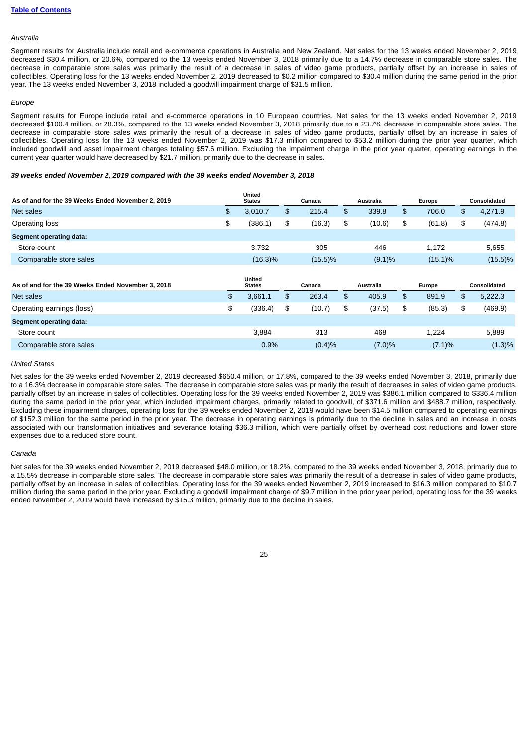*Australia*

Segment results for Australia include retail and e-commerce operations in Australia and New Zealand. Net sales for the 13 weeks ended November 2, 2019 decreased $30.4 million, or 20.6%, compared to the 13 weeks ended November 3, 2018 primarily due to a 14.7% decrease in comparable store sales. The decrease in comparable store sales was primarily the result of a decrease in sales of video game products, partially offset by an increase in sales of collectibles. Operating loss for the 13 weeks ended November 2, 2019 decreased to $0.2 million compared to $30.4 million during the same period in the prior year. The 13 weeks ended November 3, 2018 included a goodwill impairment charge of $31.5 million.

*Europe*

Segment results for Europe include retail and e-commerce operations in 10 European countries. Net sales for the 13 weeks ended November 2, 2019 decreased $100.4 million, or 28.3%, compared to the 13 weeks ended November 3, 2018 primarily due to a 23.7% decrease in comparable store sales. The decrease in comparable store sales was primarily the result of a decrease in sales of video game products, partially offset by an increase in sales of collectibles. Operating loss for the 13 weeks ended November 2, 2019 was $17.3 million compared to $53.2 million during the prior year quarter, which included goodwill and asset impairment charges totaling $57.6 million. Excluding the impairment charge in the prior year quarter, operating earnings in the current year quarter would have decreased by $21.7 million, primarily due to the decrease in sales.

***39 weeks ended November 2, 2019 compared with the 39 weeks ended November 3, 2018***

| As of and for the 39 Weeks Ended November 2, 2019 | United States | Canada | Australia | Europe | Consolidated |
|---|---|---|---|---|---|
| Net sales | $ 3,010.7 | $ 215.4 | $ 339.8 | $ 706.0 | $ 4,271.9 |
| Operating loss | $ (386.1) | $ (16.3) | $ (10.6) | $ (61.8) | $ (474.8) |
| **Segment operating data:** | | | | | |
| Store count | 3,732 | 305 | 446 | 1,172 | 5,655 |
| Comparable store sales | (16.3)% | (15.5)% | (9.1)% | (15.1)% | (15.5)% |

| As of and for the 39 Weeks Ended November 3, 2018 | United States | Canada | Australia | Europe | Consolidated |
|---|---|---|---|---|---|
| Net sales | $ 3,661.1 | $ 263.4 | $ 405.9 | $ 891.9 | $ 5,222.3 |
| Operating earnings (loss) | $ (336.4) | $ (10.7) | $ (37.5) | $ (85.3) | $ (469.9) |
| **Segment operating data:** | | | | | |
| Store count | 3,884 | 313 | 468 | 1,224 | 5,889 |
| Comparable store sales | 0.9% | (0.4)% | (7.0)% | (7.1)% | (1.3)% |

*United States*

Net sales for the 39 weeks ended November 2, 2019 decreased $650.4 million, or 17.8%, compared to the 39 weeks ended November 3, 2018, primarily due to a 16.3% decrease in comparable store sales. The decrease in comparable store sales was primarily the result of decreases in sales of video game products, partially offset by an increase in sales of collectibles. Operating loss for the 39 weeks ended November 2, 2019 was $386.1 million compared to $336.4 million during the same period in the prior year, which included impairment charges, primarily related to goodwill, of $371.6 million and $488.7 million, respectively. Excluding these impairment charges, operating loss for the 39 weeks ended November 2, 2019 would have been $14.5 million compared to operating earnings of $152.3 million for the same period in the prior year. The decrease in operating earnings is primarily due to the decline in sales and an increase in costs associated with our transformation initiatives and severance totaling $36.3 million, which were partially offset by overhead cost reductions and lower store expenses due to a reduced store count.

*Canada*

Net sales for the 39 weeks ended November 2, 2019 decreased $48.0 million, or 18.2%, compared to the 39 weeks ended November 3, 2018, primarily due to a 15.5% decrease in comparable store sales. The decrease in comparable store sales was primarily the result of a decrease in sales of video game products, partially offset by an increase in sales of collectibles. Operating loss for the 39 weeks ended November 2, 2019 increased to $16.3 million compared to $10.7 million during the same period in the prior year. Excluding a goodwill impairment charge of $9.7 million in the prior year period, operating loss for the 39 weeks ended November 2, 2019 would have increased by $15.3 million, primarily due to the decline in sales.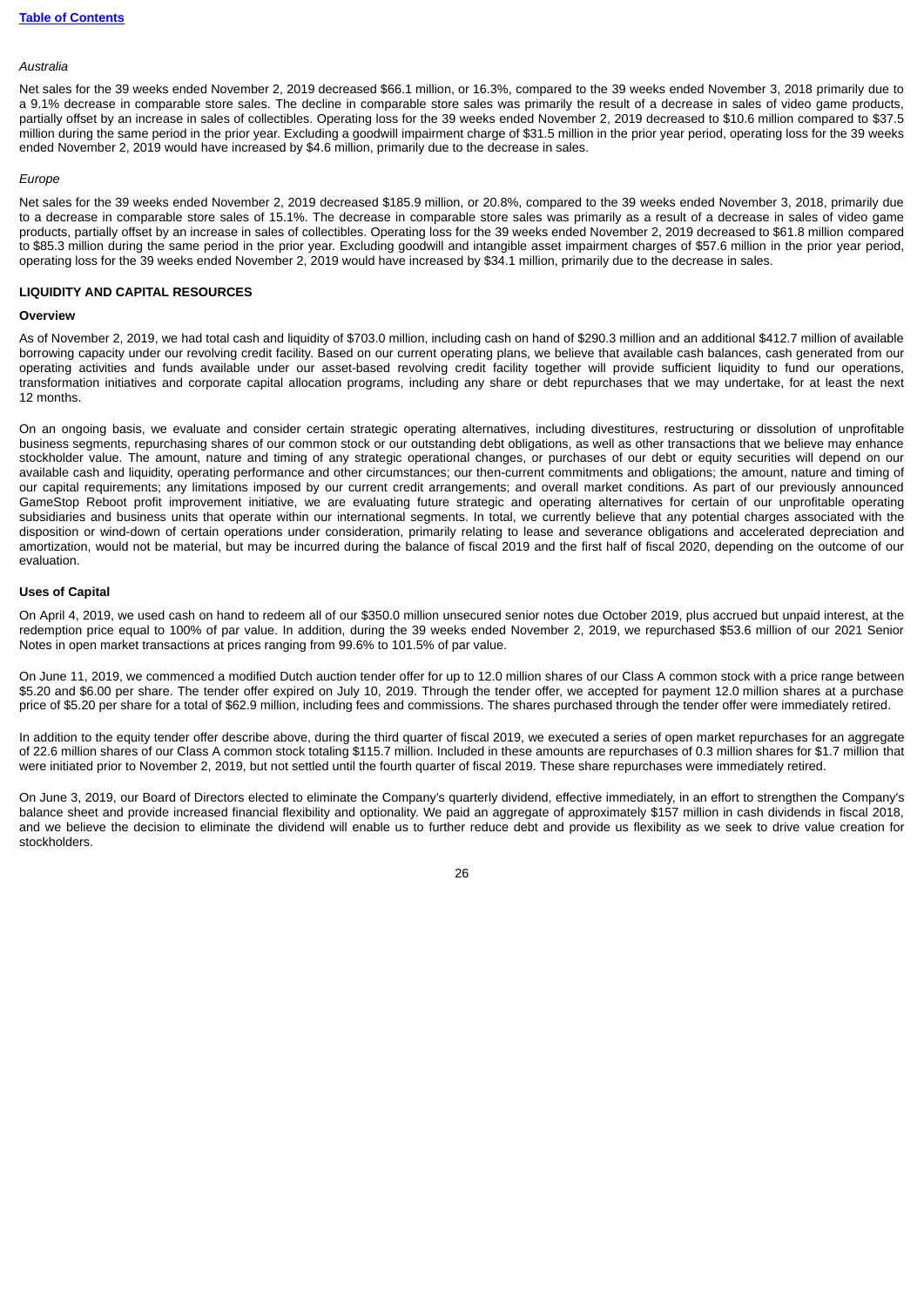*Australia*

Net sales for the 39 weeks ended November 2, 2019 decreased $66.1 million, or 16.3%, compared to the 39 weeks ended November 3, 2018 primarily due to a 9.1% decrease in comparable store sales. The decline in comparable store sales was primarily the result of a decrease in sales of video game products, partially offset by an increase in sales of collectibles. Operating loss for the 39 weeks ended November 2, 2019 decreased to $10.6 million compared to $37.5 million during the same period in the prior year. Excluding a goodwill impairment charge of $31.5 million in the prior year period, operating loss for the 39 weeks ended November 2, 2019 would have increased by $4.6 million, primarily due to the decrease in sales.

*Europe*

Net sales for the 39 weeks ended November 2, 2019 decreased $185.9 million, or 20.8%, compared to the 39 weeks ended November 3, 2018, primarily due to a decrease in comparable store sales of 15.1%. The decrease in comparable store sales was primarily as a result of a decrease in sales of video game products, partially offset by an increase in sales of collectibles. Operating loss for the 39 weeks ended November 2, 2019 decreased to $61.8 million compared to $85.3 million during the same period in the prior year. Excluding goodwill and intangible asset impairment charges of $57.6 million in the prior year period, operating loss for the 39 weeks ended November 2, 2019 would have increased by $34.1 million, primarily due to the decrease in sales.

## LIQUIDITY AND CAPITAL RESOURCES

### Overview

As of November 2, 2019, we had total cash and liquidity of $703.0 million, including cash on hand of $290.3 million and an additional $412.7 million of available borrowing capacity under our revolving credit facility. Based on our current operating plans, we believe that available cash balances, cash generated from our operating activities and funds available under our asset-based revolving credit facility together will provide sufficient liquidity to fund our operations, transformation initiatives and corporate capital allocation programs, including any share or debt repurchases that we may undertake, for at least the next 12 months.

On an ongoing basis, we evaluate and consider certain strategic operating alternatives, including divestitures, restructuring or dissolution of unprofitable business segments, repurchasing shares of our common stock or our outstanding debt obligations, as well as other transactions that we believe may enhance stockholder value. The amount, nature and timing of any strategic operational changes, or purchases of our debt or equity securities will depend on our available cash and liquidity, operating performance and other circumstances; our then-current commitments and obligations; the amount, nature and timing of our capital requirements; any limitations imposed by our current credit arrangements; and overall market conditions. As part of our previously announced GameStop Reboot profit improvement initiative, we are evaluating future strategic and operating alternatives for certain of our unprofitable operating subsidiaries and business units that operate within our international segments. In total, we currently believe that any potential charges associated with the disposition or wind-down of certain operations under consideration, primarily relating to lease and severance obligations and accelerated depreciation and amortization, would not be material, but may be incurred during the balance of fiscal 2019 and the first half of fiscal 2020, depending on the outcome of our evaluation.

### Uses of Capital

On April 4, 2019, we used cash on hand to redeem all of our $350.0 million unsecured senior notes due October 2019, plus accrued but unpaid interest, at the redemption price equal to 100% of par value. In addition, during the 39 weeks ended November 2, 2019, we repurchased $53.6 million of our 2021 Senior Notes in open market transactions at prices ranging from 99.6% to 101.5% of par value.

On June 11, 2019, we commenced a modified Dutch auction tender offer for up to 12.0 million shares of our Class A common stock with a price range between $5.20 and $6.00 per share. The tender offer expired on July 10, 2019. Through the tender offer, we accepted for payment 12.0 million shares at a purchase price of $5.20 per share for a total of $62.9 million, including fees and commissions. The shares purchased through the tender offer were immediately retired.

In addition to the equity tender offer describe above, during the third quarter of fiscal 2019, we executed a series of open market repurchases for an aggregate of 22.6 million shares of our Class A common stock totaling $115.7 million. Included in these amounts are repurchases of 0.3 million shares for $1.7 million that were initiated prior to November 2, 2019, but not settled until the fourth quarter of fiscal 2019. These share repurchases were immediately retired.

On June 3, 2019, our Board of Directors elected to eliminate the Company's quarterly dividend, effective immediately, in an effort to strengthen the Company's balance sheet and provide increased financial flexibility and optionality. We paid an aggregate of approximately $157 million in cash dividends in fiscal 2018, and we believe the decision to eliminate the dividend will enable us to further reduce debt and provide us flexibility as we seek to drive value creation for stockholders.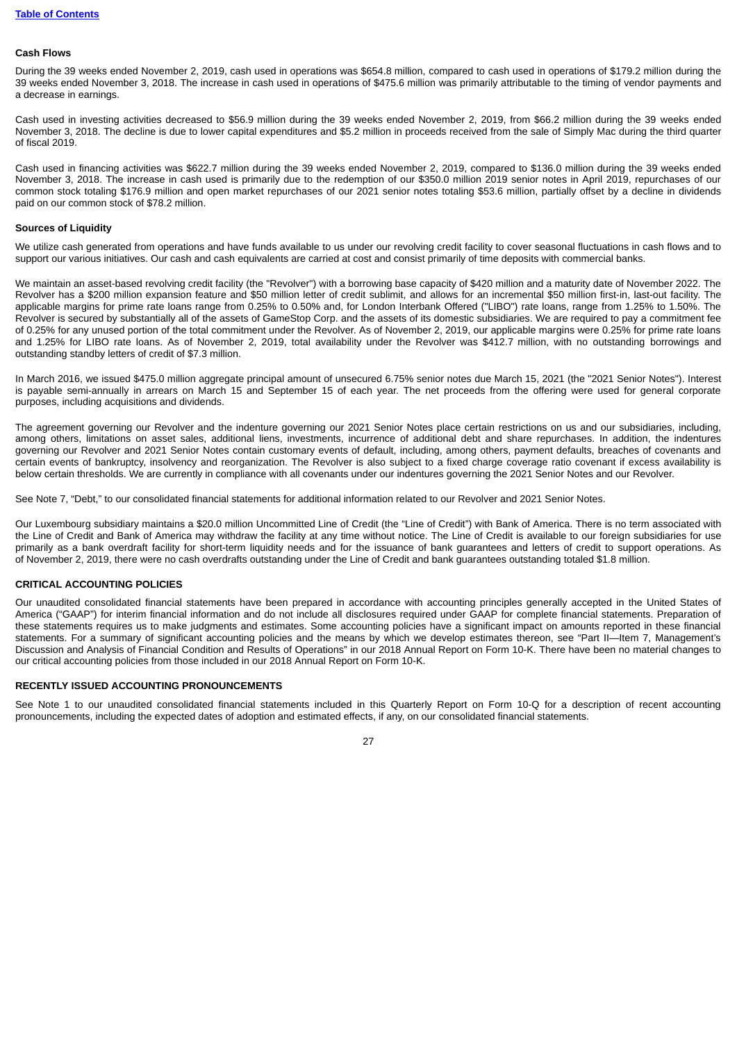**Cash Flows**

During the 39 weeks ended November 2, 2019, cash used in operations was $654.8 million, compared to cash used in operations of $179.2 million during the 39 weeks ended November 3, 2018. The increase in cash used in operations of $475.6 million was primarily attributable to the timing of vendor payments and a decrease in earnings.

Cash used in investing activities decreased to $56.9 million during the 39 weeks ended November 2, 2019, from $66.2 million during the 39 weeks ended November 3, 2018. The decline is due to lower capital expenditures and $5.2 million in proceeds received from the sale of Simply Mac during the third quarter of fiscal 2019.

Cash used in financing activities was $622.7 million during the 39 weeks ended November 2, 2019, compared to $136.0 million during the 39 weeks ended November 3, 2018. The increase in cash used is primarily due to the redemption of our $350.0 million 2019 senior notes in April 2019, repurchases of our common stock totaling $176.9 million and open market repurchases of our 2021 senior notes totaling $53.6 million, partially offset by a decline in dividends paid on our common stock of $78.2 million.

**Sources of Liquidity**

We utilize cash generated from operations and have funds available to us under our revolving credit facility to cover seasonal fluctuations in cash flows and to support our various initiatives. Our cash and cash equivalents are carried at cost and consist primarily of time deposits with commercial banks.

We maintain an asset-based revolving credit facility (the "Revolver") with a borrowing base capacity of $420 million and a maturity date of November 2022. The Revolver has a $200 million expansion feature and $50 million letter of credit sublimit, and allows for an incremental $50 million first-in, last-out facility. The applicable margins for prime rate loans range from 0.25% to 0.50% and, for London Interbank Offered ("LIBO") rate loans, range from 1.25% to 1.50%. The Revolver is secured by substantially all of the assets of GameStop Corp. and the assets of its domestic subsidiaries. We are required to pay a commitment fee of 0.25% for any unused portion of the total commitment under the Revolver. As of November 2, 2019, our applicable margins were 0.25% for prime rate loans and 1.25% for LIBO rate loans. As of November 2, 2019, total availability under the Revolver was $412.7 million, with no outstanding borrowings and outstanding standby letters of credit of $7.3 million.

In March 2016, we issued $475.0 million aggregate principal amount of unsecured 6.75% senior notes due March 15, 2021 (the "2021 Senior Notes"). Interest is payable semi-annually in arrears on March 15 and September 15 of each year. The net proceeds from the offering were used for general corporate purposes, including acquisitions and dividends.

The agreement governing our Revolver and the indenture governing our 2021 Senior Notes place certain restrictions on us and our subsidiaries, including, among others, limitations on asset sales, additional liens, investments, incurrence of additional debt and share repurchases. In addition, the indentures governing our Revolver and 2021 Senior Notes contain customary events of default, including, among others, payment defaults, breaches of covenants and certain events of bankruptcy, insolvency and reorganization. The Revolver is also subject to a fixed charge coverage ratio covenant if excess availability is below certain thresholds. We are currently in compliance with all covenants under our indentures governing the 2021 Senior Notes and our Revolver.

See Note 7, "Debt," to our consolidated financial statements for additional information related to our Revolver and 2021 Senior Notes.

Our Luxembourg subsidiary maintains a $20.0 million Uncommitted Line of Credit (the "Line of Credit") with Bank of America. There is no term associated with the Line of Credit and Bank of America may withdraw the facility at any time without notice. The Line of Credit is available to our foreign subsidiaries for use primarily as a bank overdraft facility for short-term liquidity needs and for the issuance of bank guarantees and letters of credit to support operations. As of November 2, 2019, there were no cash overdrafts outstanding under the Line of Credit and bank guarantees outstanding totaled $1.8 million.

## CRITICAL ACCOUNTING POLICIES

Our unaudited consolidated financial statements have been prepared in accordance with accounting principles generally accepted in the United States of America ("GAAP") for interim financial information and do not include all disclosures required under GAAP for complete financial statements. Preparation of these statements requires us to make judgments and estimates. Some accounting policies have a significant impact on amounts reported in these financial statements. For a summary of significant accounting policies and the means by which we develop estimates thereon, see "Part II—Item 7, Management's Discussion and Analysis of Financial Condition and Results of Operations" in our 2018 Annual Report on Form 10-K. There have been no material changes to our critical accounting policies from those included in our 2018 Annual Report on Form 10-K.

## RECENTLY ISSUED ACCOUNTING PRONOUNCEMENTS

See Note 1 to our unaudited consolidated financial statements included in this Quarterly Report on Form 10-Q for a description of recent accounting pronouncements, including the expected dates of adoption and estimated effects, if any, on our consolidated financial statements.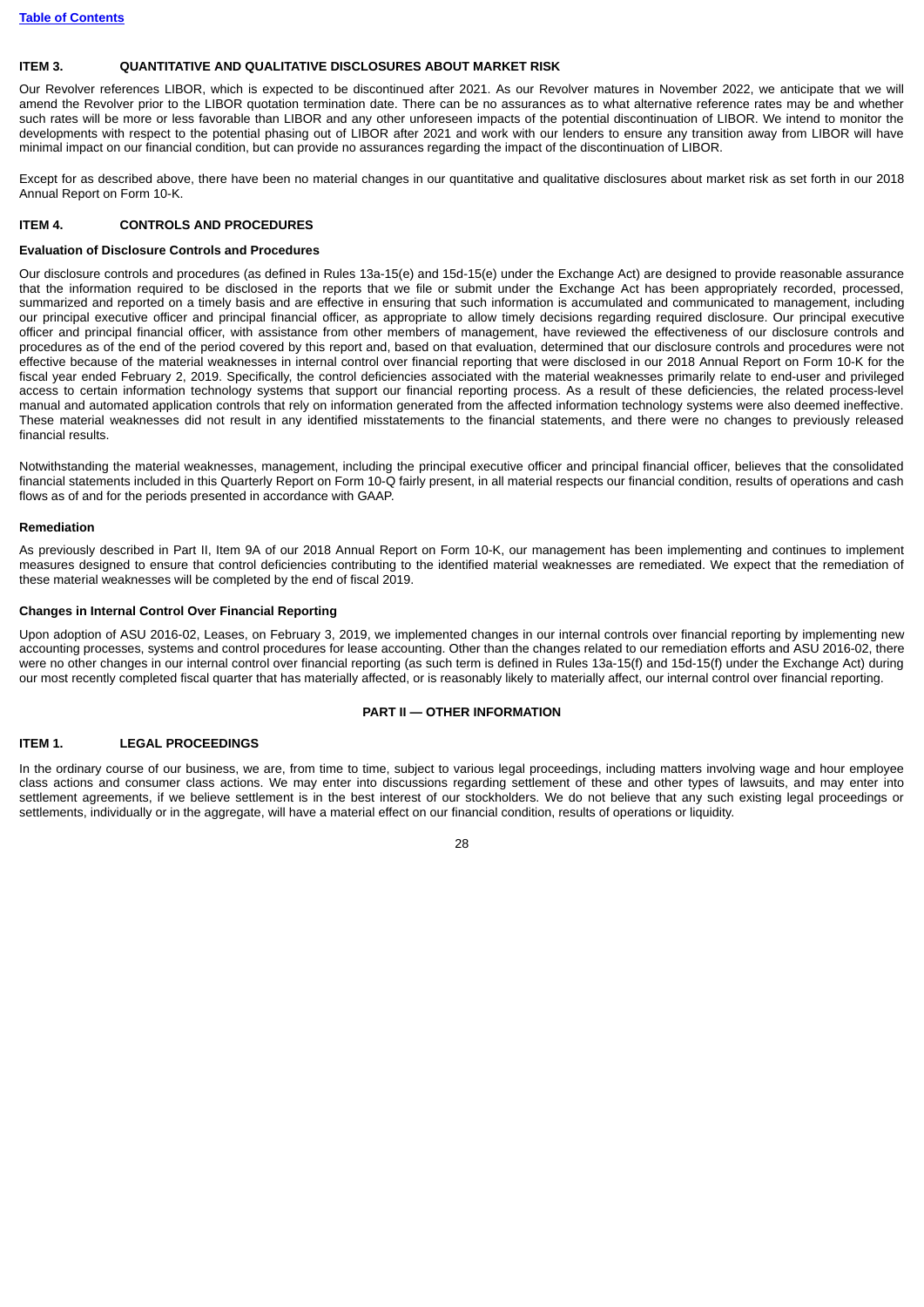## ITEM 3. QUANTITATIVE AND QUALITATIVE DISCLOSURES ABOUT MARKET RISK

Our Revolver references LIBOR, which is expected to be discontinued after 2021. As our Revolver matures in November 2022, we anticipate that we will amend the Revolver prior to the LIBOR quotation termination date. There can be no assurances as to what alternative reference rates may be and whether such rates will be more or less favorable than LIBOR and any other unforeseen impacts of the potential discontinuation of LIBOR. We intend to monitor the developments with respect to the potential phasing out of LIBOR after 2021 and work with our lenders to ensure any transition away from LIBOR will have minimal impact on our financial condition, but can provide no assurances regarding the impact of the discontinuation of LIBOR.

Except for as described above, there have been no material changes in our quantitative and qualitative disclosures about market risk as set forth in our 2018 Annual Report on Form 10-K.

## ITEM 4. CONTROLS AND PROCEDURES

### Evaluation of Disclosure Controls and Procedures

Our disclosure controls and procedures (as defined in Rules 13a-15(e) and 15d-15(e) under the Exchange Act) are designed to provide reasonable assurance that the information required to be disclosed in the reports that we file or submit under the Exchange Act has been appropriately recorded, processed, summarized and reported on a timely basis and are effective in ensuring that such information is accumulated and communicated to management, including our principal executive officer and principal financial officer, as appropriate to allow timely decisions regarding required disclosure. Our principal executive officer and principal financial officer, with assistance from other members of management, have reviewed the effectiveness of our disclosure controls and procedures as of the end of the period covered by this report and, based on that evaluation, determined that our disclosure controls and procedures were not effective because of the material weaknesses in internal control over financial reporting that were disclosed in our 2018 Annual Report on Form 10-K for the fiscal year ended February 2, 2019. Specifically, the control deficiencies associated with the material weaknesses primarily relate to end-user and privileged access to certain information technology systems that support our financial reporting process. As a result of these deficiencies, the related process-level manual and automated application controls that rely on information generated from the affected information technology systems were also deemed ineffective. These material weaknesses did not result in any identified misstatements to the financial statements, and there were no changes to previously released financial results.

Notwithstanding the material weaknesses, management, including the principal executive officer and principal financial officer, believes that the consolidated financial statements included in this Quarterly Report on Form 10-Q fairly present, in all material respects our financial condition, results of operations and cash flows as of and for the periods presented in accordance with GAAP.

### Remediation

As previously described in Part II, Item 9A of our 2018 Annual Report on Form 10-K, our management has been implementing and continues to implement measures designed to ensure that control deficiencies contributing to the identified material weaknesses are remediated. We expect that the remediation of these material weaknesses will be completed by the end of fiscal 2019.

### Changes in Internal Control Over Financial Reporting

Upon adoption of ASU 2016-02, Leases, on February 3, 2019, we implemented changes in our internal controls over financial reporting by implementing new accounting processes, systems and control procedures for lease accounting. Other than the changes related to our remediation efforts and ASU 2016-02, there were no other changes in our internal control over financial reporting (as such term is defined in Rules 13a-15(f) and 15d-15(f) under the Exchange Act) during our most recently completed fiscal quarter that has materially affected, or is reasonably likely to materially affect, our internal control over financial reporting.

# PART II — OTHER INFORMATION

## ITEM 1. LEGAL PROCEEDINGS

In the ordinary course of our business, we are, from time to time, subject to various legal proceedings, including matters involving wage and hour employee class actions and consumer class actions. We may enter into discussions regarding settlement of these and other types of lawsuits, and may enter into settlement agreements, if we believe settlement is in the best interest of our stockholders. We do not believe that any such existing legal proceedings or settlements, individually or in the aggregate, will have a material effect on our financial condition, results of operations or liquidity.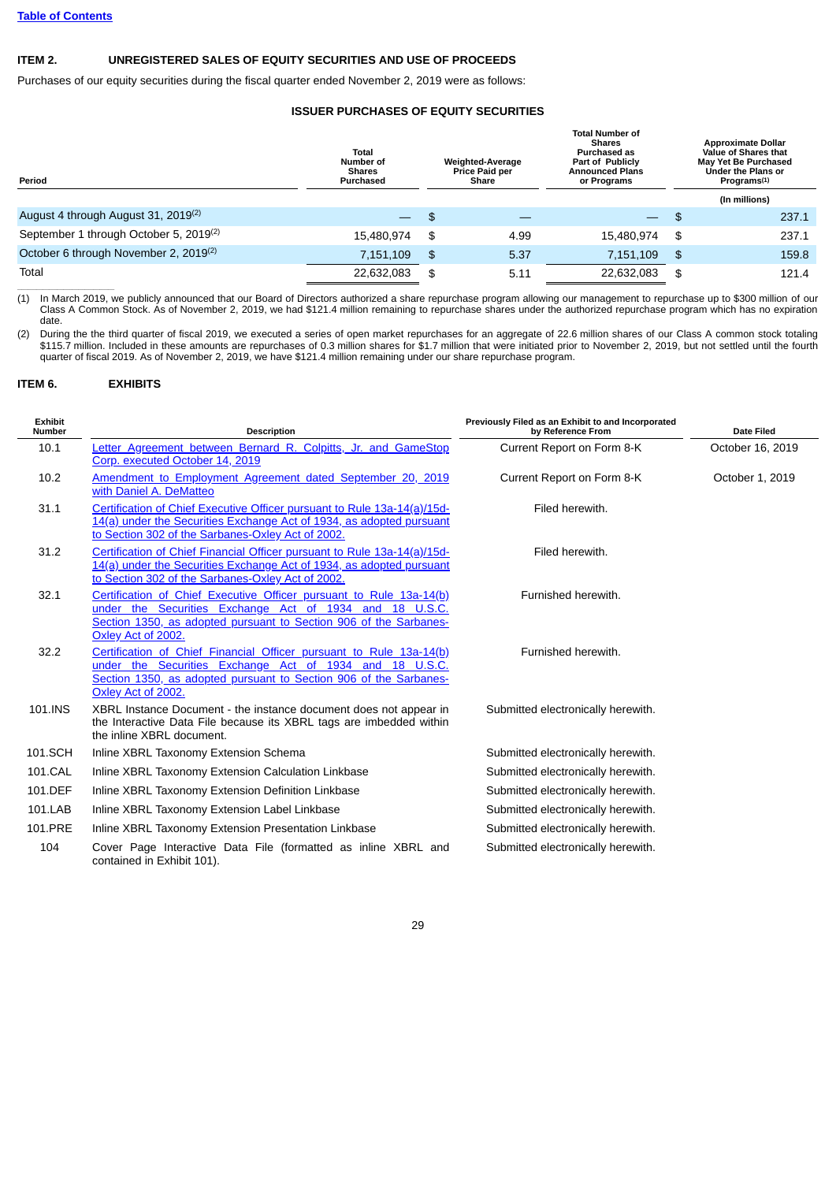## ITEM 2. UNREGISTERED SALES OF EQUITY SECURITIES AND USE OF PROCEEDS

Purchases of our equity securities during the fiscal quarter ended November 2, 2019 were as follows:

### ISSUER PURCHASES OF EQUITY SECURITIES

| Period | Total Number of Shares Purchased | Weighted-Average Price Paid per Share | Total Number of Shares Purchased as Part of Publicly Announced Plans or Programs | Approximate Dollar Value of Shares that May Yet Be Purchased Under the Plans or Programs[(1)] |
|---|---|---|---|---|
| | | | | (In millions) |
| August 4 through August 31, 2019[(2)] | — | $ — | — | $ 237.1 |
| September 1 through October 5, 2019[(2)] | 15,480,974 | $ 4.99 | 15,480,974 | $ 237.1 |
| October 6 through November 2, 2019[(2)] | 7,151,109 | $ 5.37 | 7,151,109 | $ 159.8 |
| Total | 22,632,083 | $ 5.11 | 22,632,083 | $ 121.4 |

(1) In March 2019, we publicly announced that our Board of Directors authorized a share repurchase program allowing our management to repurchase up to $300 million of our Class A Common Stock. As of November 2, 2019, we had $121.4 million remaining to repurchase shares under the authorized repurchase program which has no expiration date.

(2) During the the third quarter of fiscal 2019, we executed a series of open market repurchases for an aggregate of 22.6 million shares of our Class A common stock totaling $115.7 million. Included in these amounts are repurchases of 0.3 million shares for $1.7 million that were initiated prior to November 2, 2019, but not settled until the fourth quarter of fiscal 2019. As of November 2, 2019, we have $121.4 million remaining under our share repurchase program.

## ITEM 6. EXHIBITS

| Exhibit Number | Description | Previously Filed as an Exhibit to and Incorporated by Reference From | Date Filed |
|---|---|---|---|
| 10.1 | Letter Agreement between Bernard R. Colpitts, Jr. and GameStop Corp. executed October 14, 2019 | Current Report on Form 8-K | October 16, 2019 |
| 10.2 | Amendment to Employment Agreement dated September 20, 2019 with Daniel A. DeMatteo | Current Report on Form 8-K | October 1, 2019 |
| 31.1 | Certification of Chief Executive Officer pursuant to Rule 13a-14(a)/15d-14(a) under the Securities Exchange Act of 1934, as adopted pursuant to Section 302 of the Sarbanes-Oxley Act of 2002. | Filed herewith. | |
| 31.2 | Certification of Chief Financial Officer pursuant to Rule 13a-14(a)/15d-14(a) under the Securities Exchange Act of 1934, as adopted pursuant to Section 302 of the Sarbanes-Oxley Act of 2002. | Filed herewith. | |
| 32.1 | Certification of Chief Executive Officer pursuant to Rule 13a-14(b) under the Securities Exchange Act of 1934 and 18 U.S.C. Section 1350, as adopted pursuant to Section 906 of the Sarbanes-Oxley Act of 2002. | Furnished herewith. | |
| 32.2 | Certification of Chief Financial Officer pursuant to Rule 13a-14(b) under the Securities Exchange Act of 1934 and 18 U.S.C. Section 1350, as adopted pursuant to Section 906 of the Sarbanes-Oxley Act of 2002. | Furnished herewith. | |
| 101.INS | XBRL Instance Document - the instance document does not appear in the Interactive Data File because its XBRL tags are imbedded within the inline XBRL document. | Submitted electronically herewith. | |
| 101.SCH | Inline XBRL Taxonomy Extension Schema | Submitted electronically herewith. | |
| 101.CAL | Inline XBRL Taxonomy Extension Calculation Linkbase | Submitted electronically herewith. | |
| 101.DEF | Inline XBRL Taxonomy Extension Definition Linkbase | Submitted electronically herewith. | |
| 101.LAB | Inline XBRL Taxonomy Extension Label Linkbase | Submitted electronically herewith. | |
| 101.PRE | Inline XBRL Taxonomy Extension Presentation Linkbase | Submitted electronically herewith. | |
| 104 | Cover Page Interactive Data File (formatted as inline XBRL and contained in Exhibit 101). | Submitted electronically herewith. | |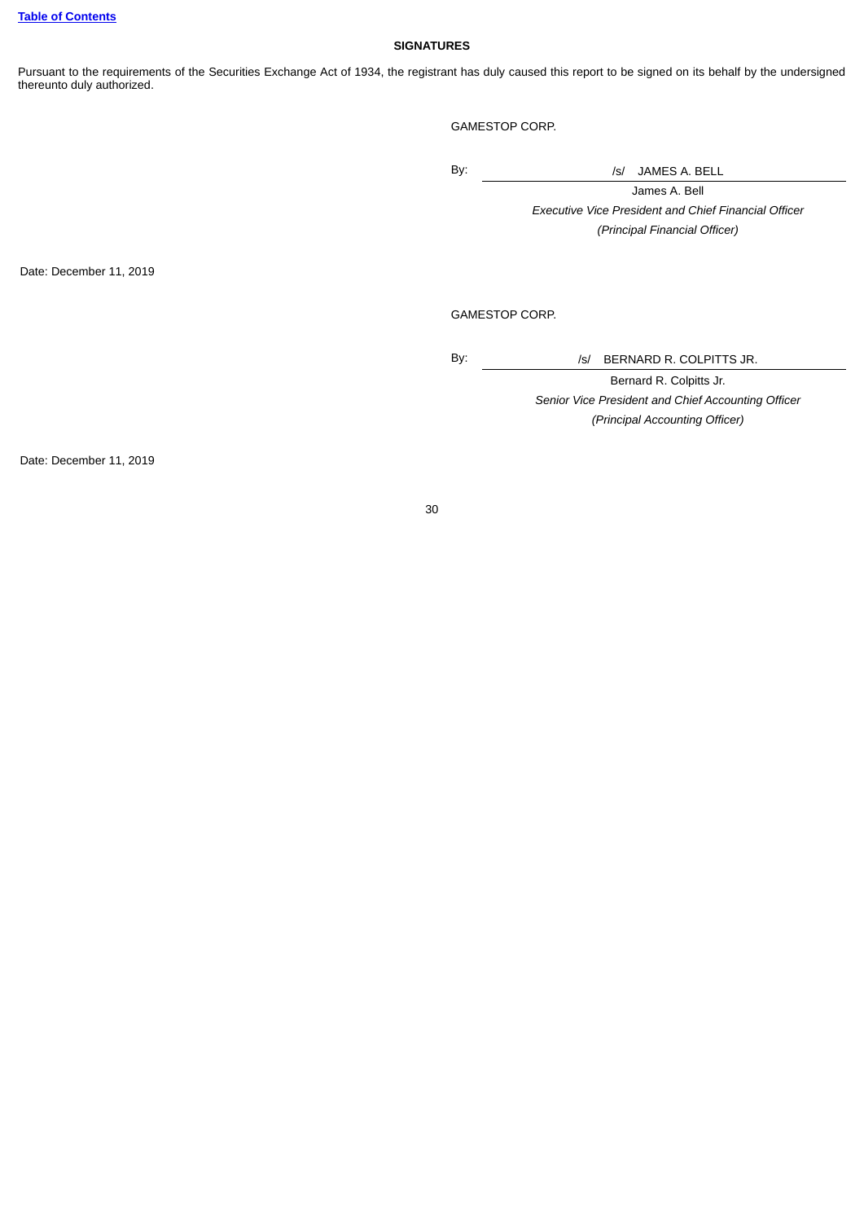**SIGNATURES**

Pursuant to the requirements of the Securities Exchange Act of 1934, the registrant has duly caused this report to be signed on its behalf by the undersigned thereunto duly authorized.

GAMESTOP CORP.

By: /s/ JAMES A. BELL

James A. Bell

*Executive Vice President and Chief Financial Officer*

*(Principal Financial Officer)*

Date: December 11, 2019

GAMESTOP CORP.

By: /s/ BERNARD R. COLPITTS JR.

Bernard R. Colpitts Jr.

*Senior Vice President and Chief Accounting Officer*

*(Principal Accounting Officer)*

Date: December 11, 2019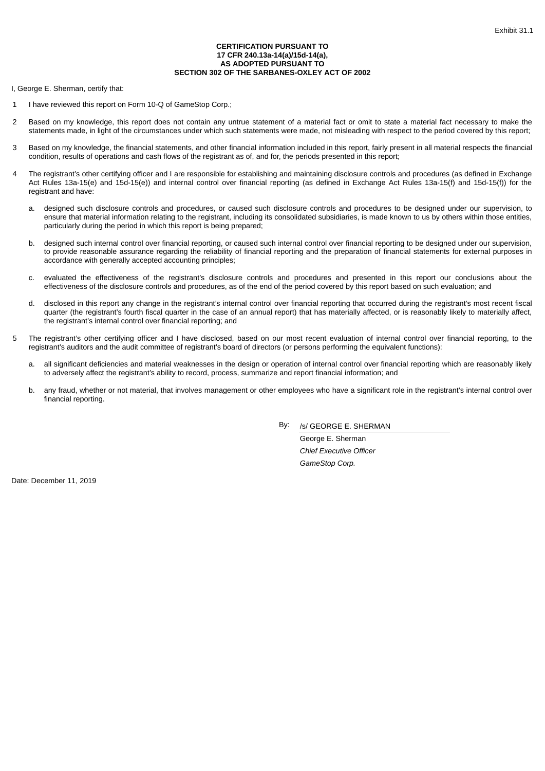Exhibit 31.1

**CERTIFICATION PURSUANT TO
17 CFR 240.13a-14(a)/15d-14(a),
AS ADOPTED PURSUANT TO
SECTION 302 OF THE SARBANES-OXLEY ACT OF 2002**

I, George E. Sherman, certify that:

1 I have reviewed this report on Form 10-Q of GameStop Corp.;

2 Based on my knowledge, this report does not contain any untrue statement of a material fact or omit to state a material fact necessary to make the statements made, in light of the circumstances under which such statements were made, not misleading with respect to the period covered by this report;

3 Based on my knowledge, the financial statements, and other financial information included in this report, fairly present in all material respects the financial condition, results of operations and cash flows of the registrant as of, and for, the periods presented in this report;

4 The registrant's other certifying officer and I are responsible for establishing and maintaining disclosure controls and procedures (as defined in Exchange Act Rules 13a-15(e) and 15d-15(e)) and internal control over financial reporting (as defined in Exchange Act Rules 13a-15(f) and 15d-15(f)) for the registrant and have:

a. designed such disclosure controls and procedures, or caused such disclosure controls and procedures to be designed under our supervision, to ensure that material information relating to the registrant, including its consolidated subsidiaries, is made known to us by others within those entities, particularly during the period in which this report is being prepared;

b. designed such internal control over financial reporting, or caused such internal control over financial reporting to be designed under our supervision, to provide reasonable assurance regarding the reliability of financial reporting and the preparation of financial statements for external purposes in accordance with generally accepted accounting principles;

c. evaluated the effectiveness of the registrant's disclosure controls and procedures and presented in this report our conclusions about the effectiveness of the disclosure controls and procedures, as of the end of the period covered by this report based on such evaluation; and

d. disclosed in this report any change in the registrant's internal control over financial reporting that occurred during the registrant's most recent fiscal quarter (the registrant's fourth fiscal quarter in the case of an annual report) that has materially affected, or is reasonably likely to materially affect, the registrant's internal control over financial reporting; and

5 The registrant's other certifying officer and I have disclosed, based on our most recent evaluation of internal control over financial reporting, to the registrant's auditors and the audit committee of registrant's board of directors (or persons performing the equivalent functions):

a. all significant deficiencies and material weaknesses in the design or operation of internal control over financial reporting which are reasonably likely to adversely affect the registrant's ability to record, process, summarize and report financial information; and

b. any fraud, whether or not material, that involves management or other employees who have a significant role in the registrant's internal control over financial reporting.

By: /s/ GEORGE E. SHERMAN

George E. Sherman

*Chief Executive Officer*

*GameStop Corp.*

Date: December 11, 2019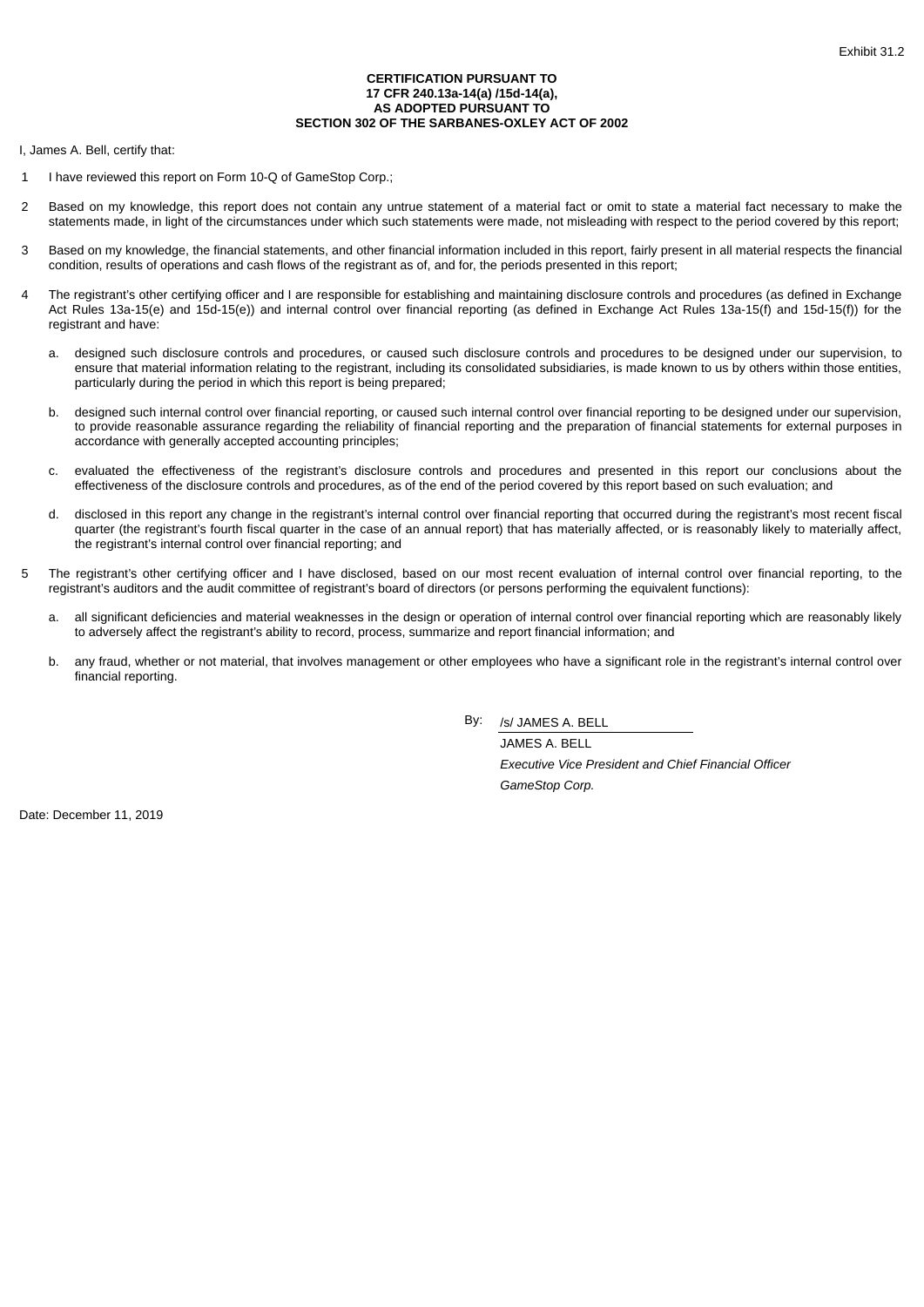Exhibit 31.2

**CERTIFICATION PURSUANT TO**
**17 CFR 240.13a-14(a) /15d-14(a),**
**AS ADOPTED PURSUANT TO**
**SECTION 302 OF THE SARBANES-OXLEY ACT OF 2002**

I, James A. Bell, certify that:

1 I have reviewed this report on Form 10-Q of GameStop Corp.;

2 Based on my knowledge, this report does not contain any untrue statement of a material fact or omit to state a material fact necessary to make the statements made, in light of the circumstances under which such statements were made, not misleading with respect to the period covered by this report;

3 Based on my knowledge, the financial statements, and other financial information included in this report, fairly present in all material respects the financial condition, results of operations and cash flows of the registrant as of, and for, the periods presented in this report;

4 The registrant's other certifying officer and I are responsible for establishing and maintaining disclosure controls and procedures (as defined in Exchange Act Rules 13a-15(e) and 15d-15(e)) and internal control over financial reporting (as defined in Exchange Act Rules 13a-15(f) and 15d-15(f)) for the registrant and have:

   a. designed such disclosure controls and procedures, or caused such disclosure controls and procedures to be designed under our supervision, to ensure that material information relating to the registrant, including its consolidated subsidiaries, is made known to us by others within those entities, particularly during the period in which this report is being prepared;

   b. designed such internal control over financial reporting, or caused such internal control over financial reporting to be designed under our supervision, to provide reasonable assurance regarding the reliability of financial reporting and the preparation of financial statements for external purposes in accordance with generally accepted accounting principles;

   c. evaluated the effectiveness of the registrant's disclosure controls and procedures and presented in this report our conclusions about the effectiveness of the disclosure controls and procedures, as of the end of the period covered by this report based on such evaluation; and

   d. disclosed in this report any change in the registrant's internal control over financial reporting that occurred during the registrant's most recent fiscal quarter (the registrant's fourth fiscal quarter in the case of an annual report) that has materially affected, or is reasonably likely to materially affect, the registrant's internal control over financial reporting; and

5 The registrant's other certifying officer and I have disclosed, based on our most recent evaluation of internal control over financial reporting, to the registrant's auditors and the audit committee of registrant's board of directors (or persons performing the equivalent functions):

   a. all significant deficiencies and material weaknesses in the design or operation of internal control over financial reporting which are reasonably likely to adversely affect the registrant's ability to record, process, summarize and report financial information; and

   b. any fraud, whether or not material, that involves management or other employees who have a significant role in the registrant's internal control over financial reporting.

By: /s/ JAMES A. BELL

JAMES A. BELL

*Executive Vice President and Chief Financial Officer*

*GameStop Corp.*

Date: December 11, 2019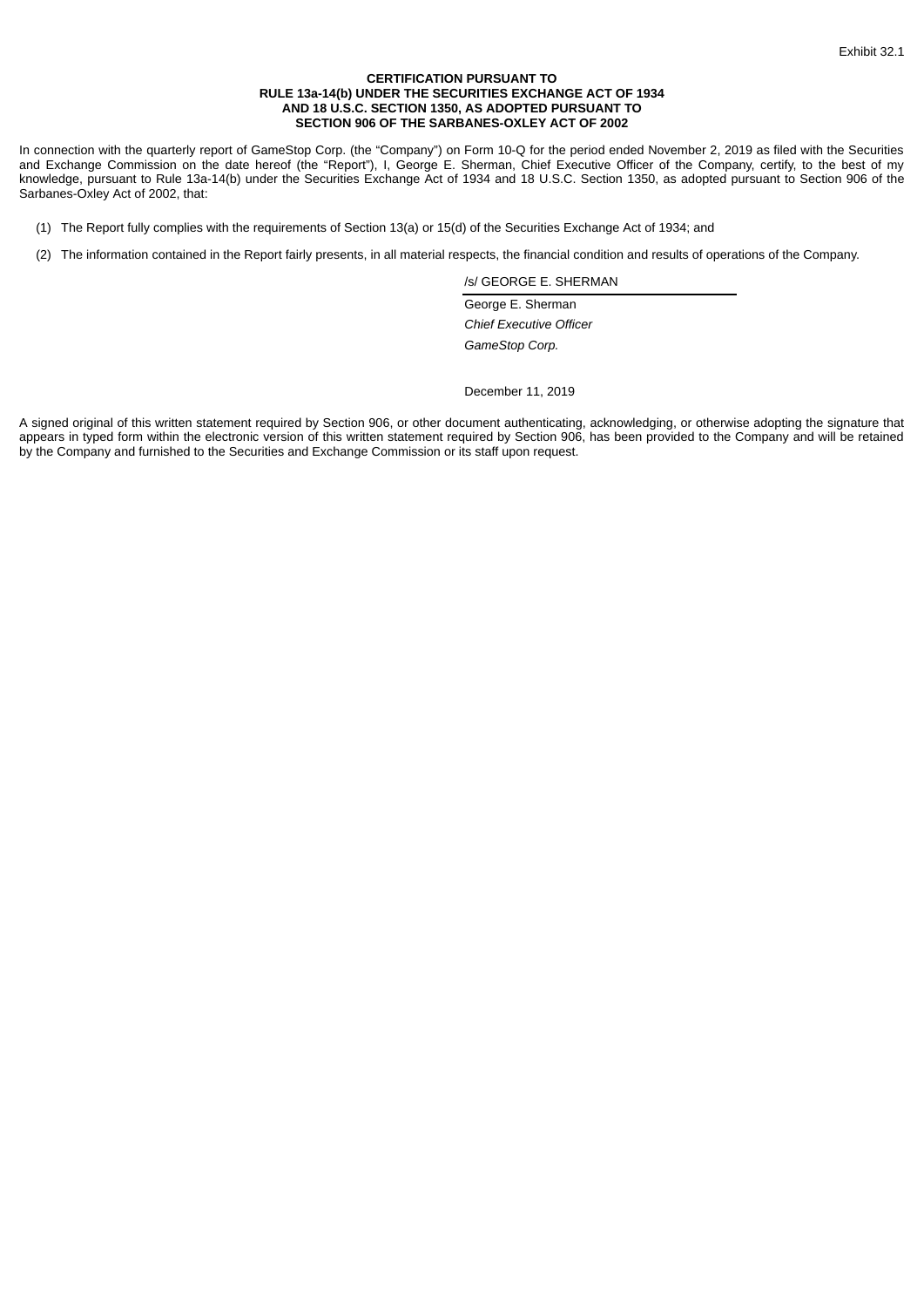Exhibit 32.1

**CERTIFICATION PURSUANT TO**
**RULE 13a-14(b) UNDER THE SECURITIES EXCHANGE ACT OF 1934**
**AND 18 U.S.C. SECTION 1350, AS ADOPTED PURSUANT TO**
**SECTION 906 OF THE SARBANES-OXLEY ACT OF 2002**

In connection with the quarterly report of GameStop Corp. (the "Company") on Form 10-Q for the period ended November 2, 2019 as filed with the Securities and Exchange Commission on the date hereof (the "Report"), I, George E. Sherman, Chief Executive Officer of the Company, certify, to the best of my knowledge, pursuant to Rule 13a-14(b) under the Securities Exchange Act of 1934 and 18 U.S.C. Section 1350, as adopted pursuant to Section 906 of the Sarbanes-Oxley Act of 2002, that:

(1) The Report fully complies with the requirements of Section 13(a) or 15(d) of the Securities Exchange Act of 1934; and

(2) The information contained in the Report fairly presents, in all material respects, the financial condition and results of operations of the Company.

/s/ GEORGE E. SHERMAN

George E. Sherman
*Chief Executive Officer*
*GameStop Corp.*

December 11, 2019

A signed original of this written statement required by Section 906, or other document authenticating, acknowledging, or otherwise adopting the signature that appears in typed form within the electronic version of this written statement required by Section 906, has been provided to the Company and will be retained by the Company and furnished to the Securities and Exchange Commission or its staff upon request.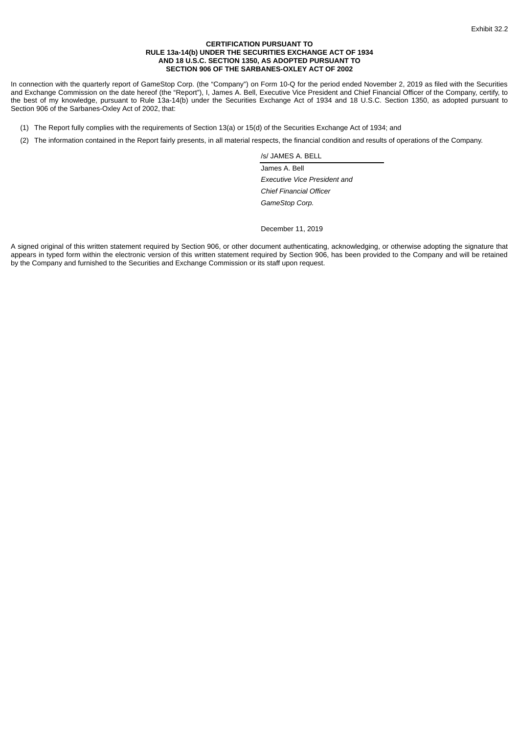Exhibit 32.2

**CERTIFICATION PURSUANT TO
RULE 13a-14(b) UNDER THE SECURITIES EXCHANGE ACT OF 1934
AND 18 U.S.C. SECTION 1350, AS ADOPTED PURSUANT TO
SECTION 906 OF THE SARBANES-OXLEY ACT OF 2002**

In connection with the quarterly report of GameStop Corp. (the "Company") on Form 10-Q for the period ended November 2, 2019 as filed with the Securities and Exchange Commission on the date hereof (the "Report"), I, James A. Bell, Executive Vice President and Chief Financial Officer of the Company, certify, to the best of my knowledge, pursuant to Rule 13a-14(b) under the Securities Exchange Act of 1934 and 18 U.S.C. Section 1350, as adopted pursuant to Section 906 of the Sarbanes-Oxley Act of 2002, that:

(1) The Report fully complies with the requirements of Section 13(a) or 15(d) of the Securities Exchange Act of 1934; and

(2) The information contained in the Report fairly presents, in all material respects, the financial condition and results of operations of the Company.

/s/ JAMES A. BELL

James A. Bell
*Executive Vice President and*
*Chief Financial Officer*
*GameStop Corp.*

December 11, 2019

A signed original of this written statement required by Section 906, or other document authenticating, acknowledging, or otherwise adopting the signature that appears in typed form within the electronic version of this written statement required by Section 906, has been provided to the Company and will be retained by the Company and furnished to the Securities and Exchange Commission or its staff upon request.